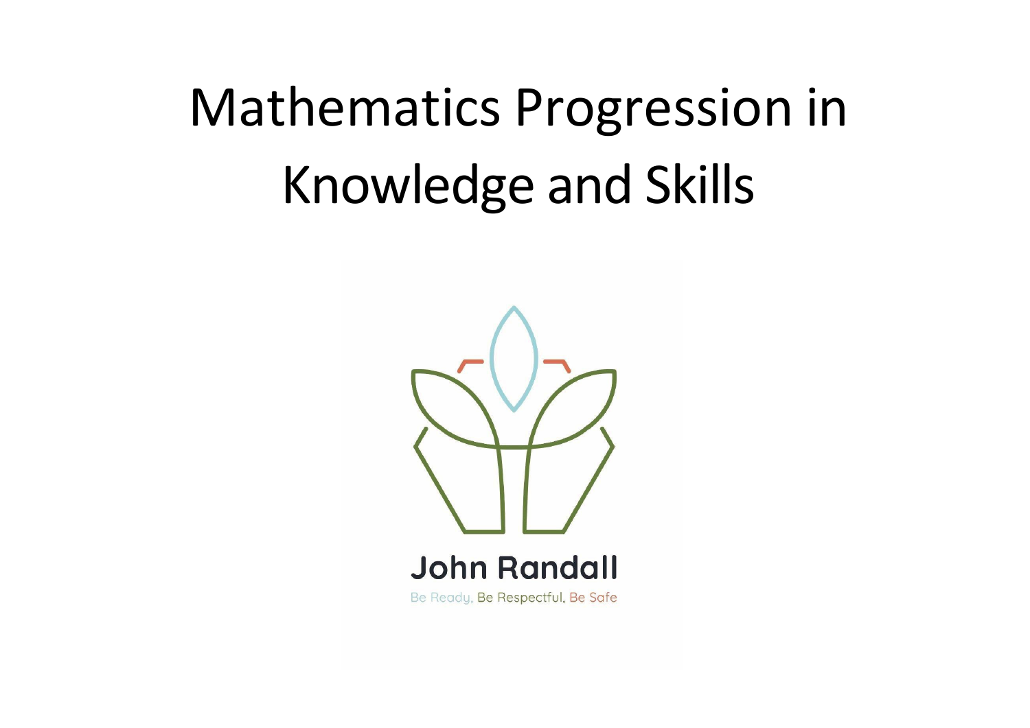# Mathematics Progression in Knowledge and Skills

**John Randall**

Be Ready, Be Respectful, Be Safe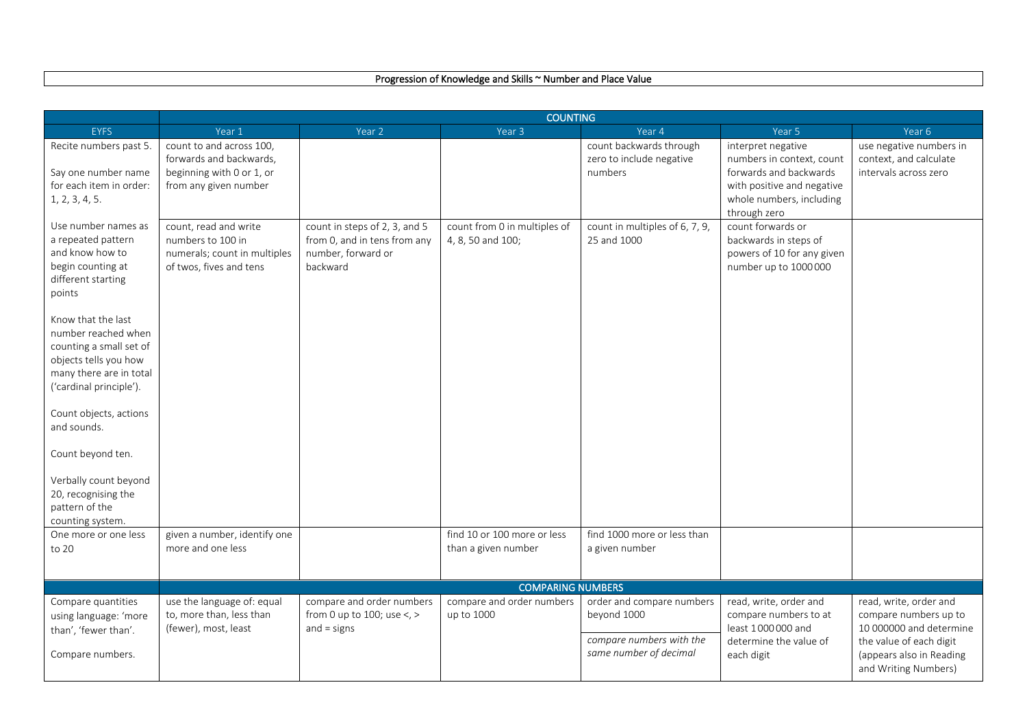# Progression of Knowledge and Skills ~ Number and Place Value

| | COUNTING | | | | | |
|---|---|---|---|---|---|---|
| EYFS | Year 1 | Year 2 | Year 3 | Year 4 | Year 5 | Year 6 |
| Recite numbers past 5.<br><br>Say one number name for each item in order: 1, 2, 3, 4, 5. | count to and across 100, forwards and backwards, beginning with 0 or 1, or from any given number | | | count backwards through zero to include negative numbers | interpret negative numbers in context, count forwards and backwards with positive and negative whole numbers, including through zero | use negative numbers in context, and calculate intervals across zero |
| Use number names as a repeated pattern and know how to begin counting at different starting points<br><br>Know that the last number reached when counting a small set of objects tells you how many there are in total ('cardinal principle').<br><br>Count objects, actions and sounds.<br><br>Count beyond ten.<br><br>Verbally count beyond 20, recognising the pattern of the counting system. | count, read and write numbers to 100 in numerals; count in multiples of twos, fives and tens | count in steps of 2, 3, and 5 from 0, and in tens from any number, forward or backward | count from 0 in multiples of 4, 8, 50 and 100; | count in multiples of 6, 7, 9, 25 and 1000 | count forwards or backwards in steps of powers of 10 for any given number up to 1000 000 | |
| One more or one less to 20 | given a number, identify one more and one less | | find 10 or 100 more or less than a given number | find 1000 more or less than a given number | | |
| | COMPARING NUMBERS | | | | | |
| Compare quantities using language: 'more than', 'fewer than'.<br><br>Compare numbers. | use the language of: equal to, more than, less than (fewer), most, least | compare and order numbers from 0 up to 100; use <, > and = signs | compare and order numbers up to 1000 | order and compare numbers beyond 1000<br><br>*compare numbers with the same number of decimal* | read, write, order and compare numbers to at least 1 000 000 and determine the value of each digit | read, write, order and compare numbers up to 10 000000 and determine the value of each digit (appears also in Reading and Writing Numbers) |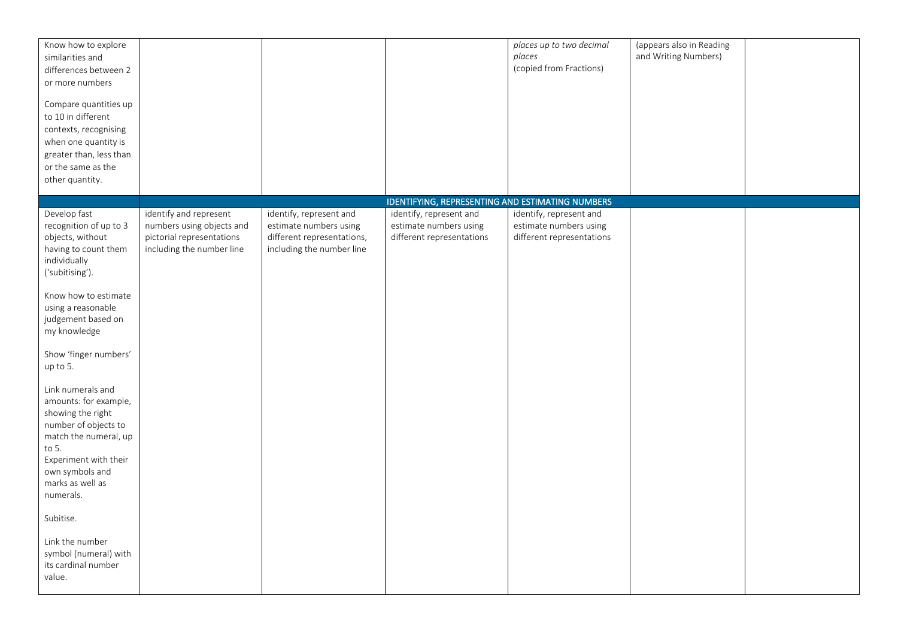| | | | | | | |
|---|---|---|---|---|---|---|
| Know how to explore similarities and differences between 2 or more numbers<br><br>Compare quantities up to 10 in different contexts, recognising when one quantity is greater than, less than or the same as the other quantity. | | | | *places up to two decimal places*<br>(copied from Fractions) | (appears also in Reading and Writing Numbers) | |
| | | | IDENTIFYING, REPRESENTING AND ESTIMATING NUMBERS | | | |
| Develop fast recognition of up to 3 objects, without having to count them individually ('subitising').<br><br>Know how to estimate using a reasonable judgement based on my knowledge<br><br>Show 'finger numbers' up to 5.<br><br>Link numerals and amounts: for example, showing the right number of objects to match the numeral, up to 5.<br>Experiment with their own symbols and marks as well as numerals.<br><br>Subitise.<br><br>Link the number symbol (numeral) with its cardinal number value. | identify and represent numbers using objects and pictorial representations including the number line | identify, represent and estimate numbers using different representations, including the number line | identify, represent and estimate numbers using different representations | identify, represent and estimate numbers using different representations | | |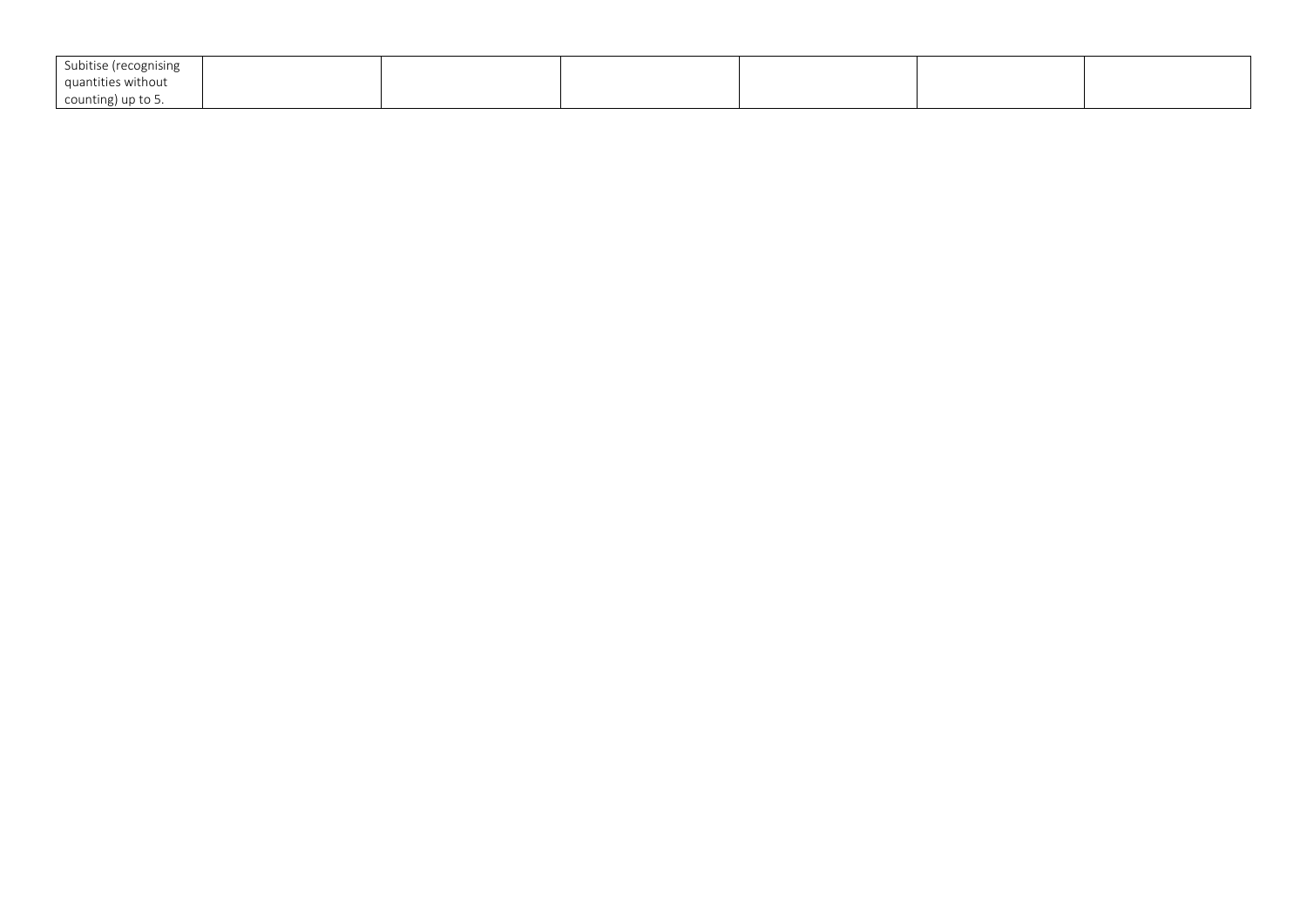| Subitise (recognising quantities without counting) up to 5. | | | | | | |
|---|---|---|---|---|---|---|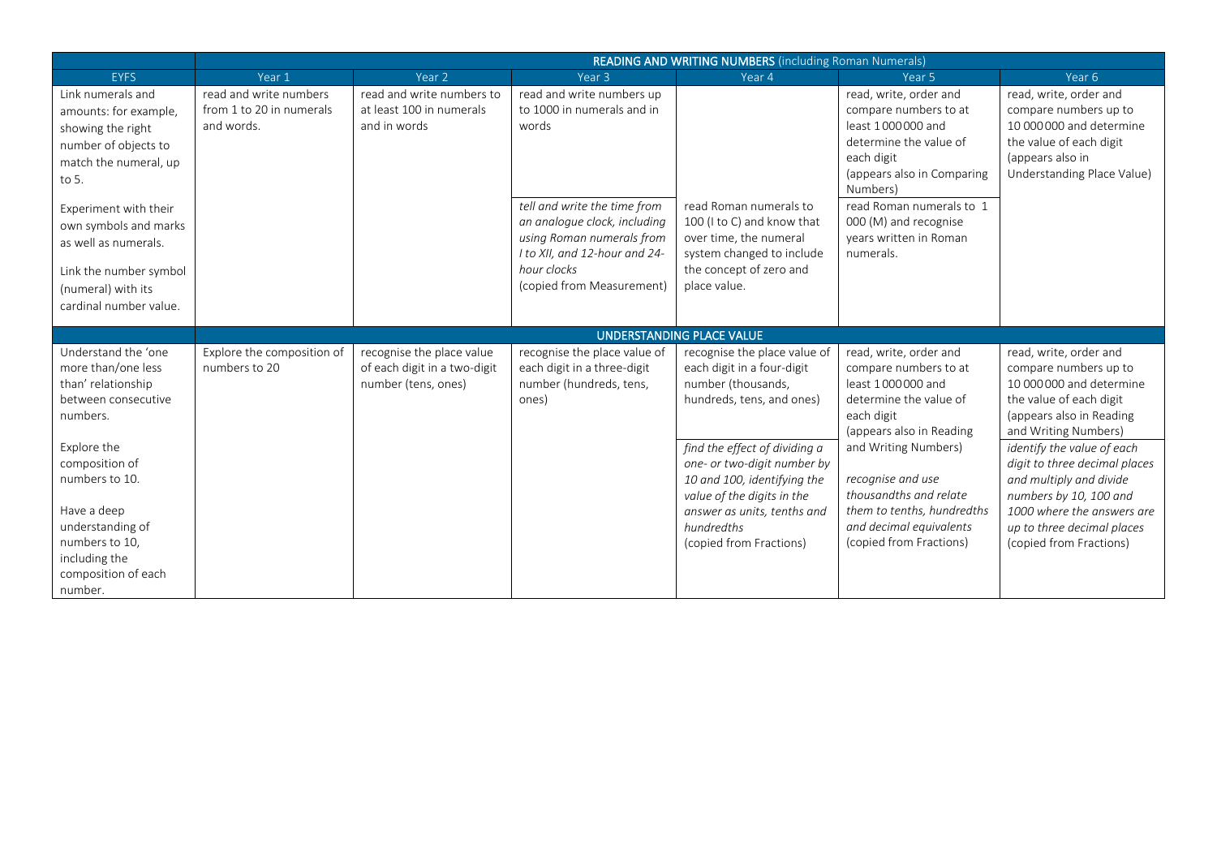| | READING AND WRITING NUMBERS (including Roman Numerals) | | | | | |
|---|---|---|---|---|---|---|
| EYFS | Year 1 | Year 2 | Year 3 | Year 4 | Year 5 | Year 6 |
| Link numerals and amounts: for example, showing the right number of objects to match the numeral, up to 5.<br><br>Experiment with their own symbols and marks as well as numerals.<br><br>Link the number symbol (numeral) with its cardinal number value. | read and write numbers from 1 to 20 in numerals and words. | read and write numbers to at least 100 in numerals and in words | read and write numbers up to 1000 in numerals and in words<br><br>*tell and write the time from an analogue clock, including using Roman numerals from I to XII, and 12-hour and 24-hour clocks*<br>(copied from Measurement) | read Roman numerals to 100 (I to C) and know that over time, the numeral system changed to include the concept of zero and place value. | read, write, order and compare numbers to at least 1 000 000 and determine the value of each digit (appears also in Comparing Numbers)<br><br>read Roman numerals to 1 000 (M) and recognise years written in Roman numerals. | read, write, order and compare numbers up to 10 000 000 and determine the value of each digit (appears also in Understanding Place Value) |
| | **UNDERSTANDING PLACE VALUE** | | | | | |
| Understand the 'one more than/one less than' relationship between consecutive numbers.<br><br>Explore the composition of numbers to 10.<br><br>Have a deep understanding of numbers to 10, including the composition of each number. | Explore the composition of numbers to 20 | recognise the place value of each digit in a two-digit number (tens, ones) | recognise the place value of each digit in a three-digit number (hundreds, tens, ones) | recognise the place value of each digit in a four-digit number (thousands, hundreds, tens, and ones)<br><br>*find the effect of dividing a one- or two-digit number by 10 and 100, identifying the value of the digits in the answer as units, tenths and hundredths*<br>(copied from Fractions) | read, write, order and compare numbers to at least 1 000 000 and determine the value of each digit (appears also in Reading and Writing Numbers)<br><br>*recognise and use thousandths and relate them to tenths, hundredths and decimal equivalents*<br>(copied from Fractions) | read, write, order and compare numbers up to 10 000 000 and determine the value of each digit (appears also in Reading and Writing Numbers)<br><br>*identify the value of each digit to three decimal places and multiply and divide numbers by 10, 100 and 1000 where the answers are up to three decimal places*<br>(copied from Fractions) |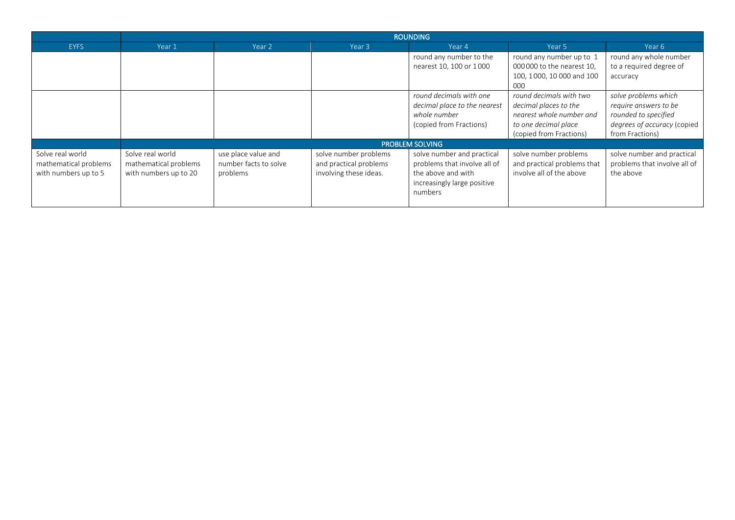| | ROUNDING | | | | | |
|---|---|---|---|---|---|---|
| EYFS | Year 1 | Year 2 | Year 3 | Year 4 | Year 5 | Year 6 |
| | | | | round any number to the nearest 10, 100 or 1000 | round any number up to 1 000000 to the nearest 10, 100, 1000, 10 000 and 100 000 | round any whole number to a required degree of accuracy |
| | | | | *round decimals with one decimal place to the nearest whole number* (copied from Fractions) | *round decimals with two decimal places to the nearest whole number and to one decimal place* (copied from Fractions) | *solve problems which require answers to be rounded to specified degrees of accuracy* (copied from Fractions) |
| | PROBLEM SOLVING | | | | | |
| Solve real world mathematical problems with numbers up to 5 | Solve real world mathematical problems with numbers up to 20 | use place value and number facts to solve problems | solve number problems and practical problems involving these ideas. | solve number and practical problems that involve all of the above and with increasingly large positive numbers | solve number problems and practical problems that involve all of the above | solve number and practical problems that involve all of the above |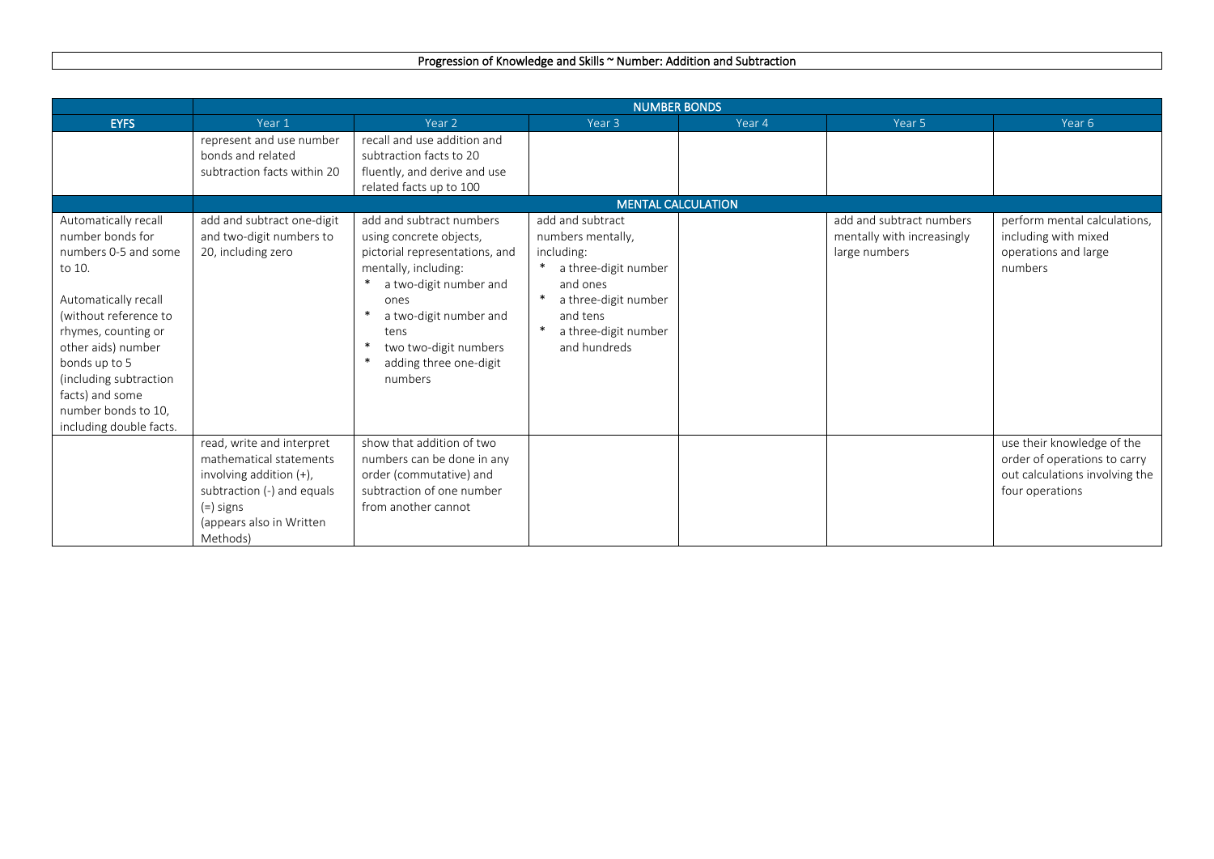## Progression of Knowledge and Skills ~ Number: Addition and Subtraction

| | NUMBER BONDS | | | | | |
|---|---|---|---|---|---|---|
| **EYFS** | Year 1 | Year 2 | Year 3 | Year 4 | Year 5 | Year 6 |
| | represent and use number bonds and related subtraction facts within 20 | recall and use addition and subtraction facts to 20 fluently, and derive and use related facts up to 100 | | | | |
| | MENTAL CALCULATION | | | | | |
| Automatically recall number bonds for numbers 0-5 and some to 10.<br><br>Automatically recall (without reference to rhymes, counting or other aids) number bonds up to 5 (including subtraction facts) and some number bonds to 10, including double facts. | add and subtract one-digit and two-digit numbers to 20, including zero | add and subtract numbers using concrete objects, pictorial representations, and mentally, including:<br>* a two-digit number and ones<br>* a two-digit number and tens<br>* two two-digit numbers<br>* adding three one-digit numbers | add and subtract numbers mentally, including:<br>* a three-digit number and ones<br>* a three-digit number and tens<br>* a three-digit number and hundreds | | add and subtract numbers mentally with increasingly large numbers | perform mental calculations, including with mixed operations and large numbers |
| | read, write and interpret mathematical statements involving addition (+), subtraction (-) and equals (=) signs<br>(appears also in Written Methods) | show that addition of two numbers can be done in any order (commutative) and subtraction of one number from another cannot | | | | use their knowledge of the order of operations to carry out calculations involving the four operations |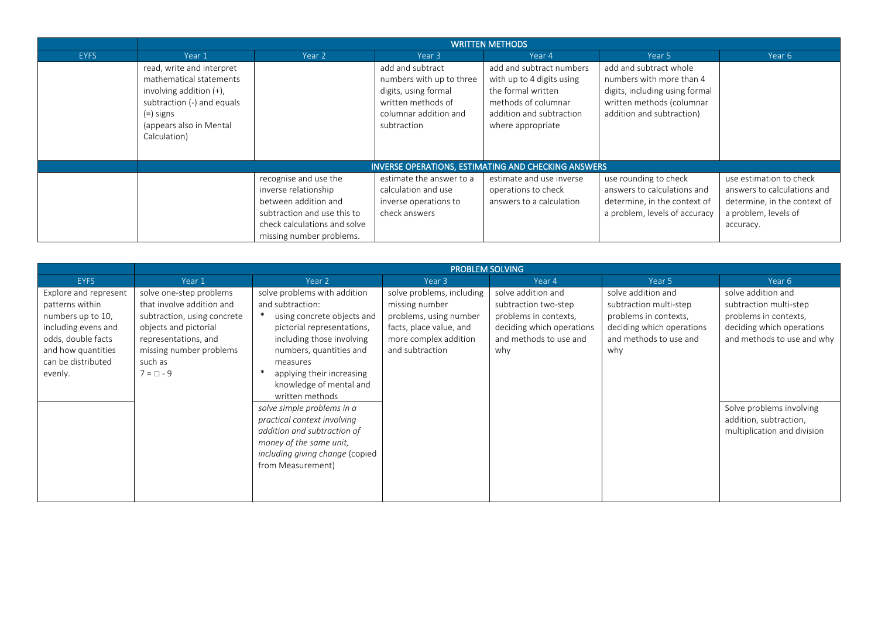| | WRITTEN METHODS | | | | | |
|---|---|---|---|---|---|---|
| EYFS | Year 1 | Year 2 | Year 3 | Year 4 | Year 5 | Year 6 |
| | read, write and interpret mathematical statements involving addition (+), subtraction (-) and equals (=) signs (appears also in Mental Calculation) | | add and subtract numbers with up to three digits, using formal written methods of columnar addition and subtraction | add and subtract numbers with up to 4 digits using the formal written methods of columnar addition and subtraction where appropriate | add and subtract whole numbers with more than 4 digits, including using formal written methods (columnar addition and subtraction) | |
| | INVERSE OPERATIONS, ESTIMATING AND CHECKING ANSWERS | | | | | |
| | | recognise and use the inverse relationship between addition and subtraction and use this to check calculations and solve missing number problems. | estimate the answer to a calculation and use inverse operations to check answers | estimate and use inverse operations to check answers to a calculation | use rounding to check answers to calculations and determine, in the context of a problem, levels of accuracy | use estimation to check answers to calculations and determine, in the context of a problem, levels of accuracy. |

| | PROBLEM SOLVING | | | | | |
|---|---|---|---|---|---|---|
| EYFS | Year 1 | Year 2 | Year 3 | Year 4 | Year 5 | Year 6 |
| Explore and represent patterns within numbers up to 10, including evens and odds, double facts and how quantities can be distributed evenly. | solve one-step problems that involve addition and subtraction, using concrete objects and pictorial representations, and missing number problems such as 7 = □ - 9 | solve problems with addition and subtraction: * using concrete objects and pictorial representations, including those involving numbers, quantities and measures * applying their increasing knowledge of mental and written methods | solve problems, including missing number problems, using number facts, place value, and more complex addition and subtraction | solve addition and subtraction two-step problems in contexts, deciding which operations and methods to use and why | solve addition and subtraction multi-step problems in contexts, deciding which operations and methods to use and why | solve addition and subtraction multi-step problems in contexts, deciding which operations and methods to use and why |
| | | *solve simple problems in a practical context involving addition and subtraction of money of the same unit, including giving change* (copied from Measurement) | | | | Solve problems involving addition, subtraction, multiplication and division |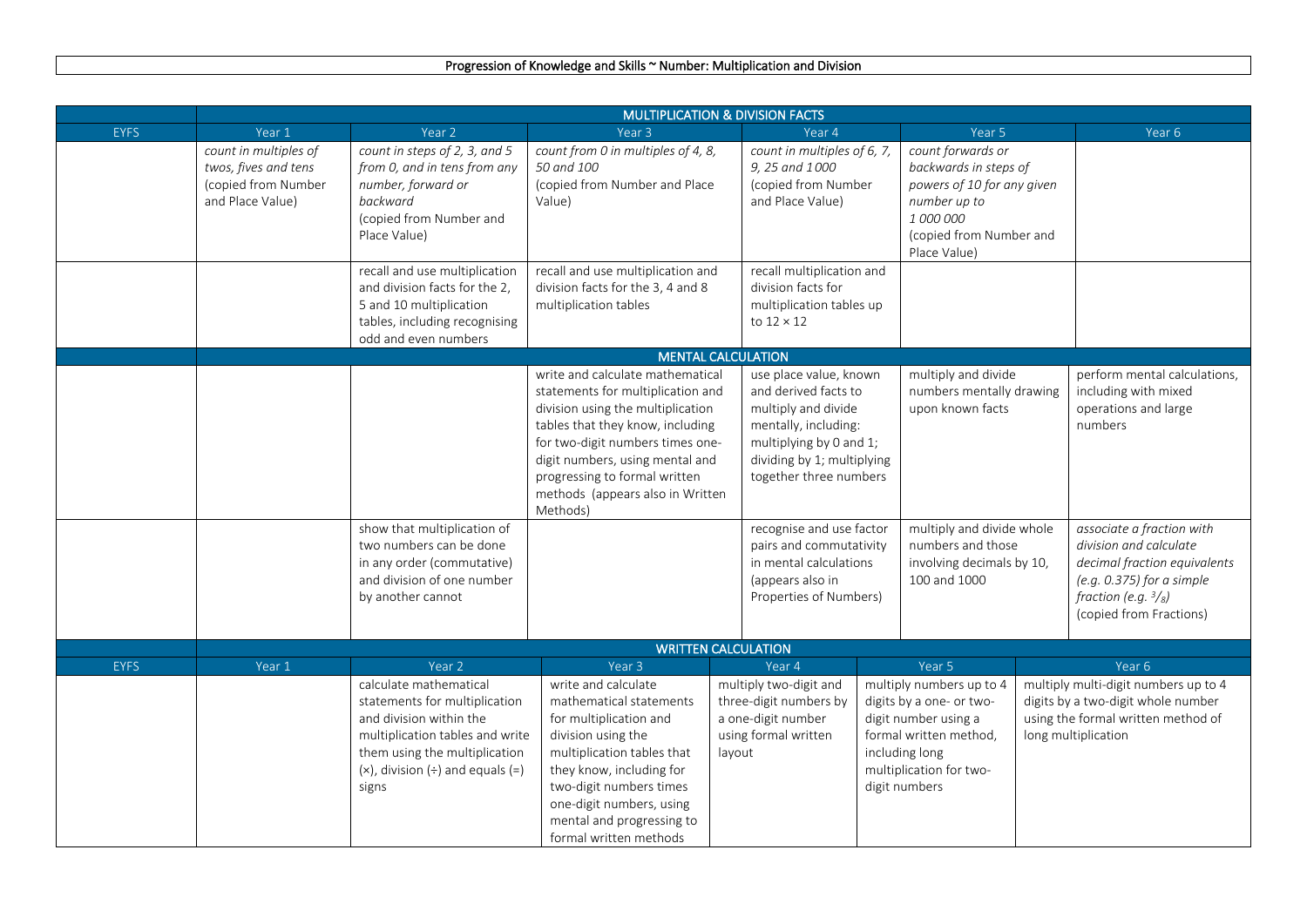# Progression of Knowledge and Skills ~ Number: Multiplication and Division

| EYFS | Year 1 | Year 2 | Year 3 | Year 4 | Year 5 | Year 6 |
|---|---|---|---|---|---|---|
| | **MULTIPLICATION & DIVISION FACTS** | | | | | |
| | *count in multiples of twos, fives and tens* (copied from Number and Place Value) | *count in steps of 2, 3, and 5 from 0, and in tens from any number, forward or backward* (copied from Number and Place Value) | *count from 0 in multiples of 4, 8, 50 and 100* (copied from Number and Place Value) | *count in multiples of 6, 7, 9, 25 and 1000* (copied from Number and Place Value) | *count forwards or backwards in steps of powers of 10 for any given number up to 1 000 000* (copied from Number and Place Value) | |
| | | recall and use multiplication and division facts for the 2, 5 and 10 multiplication tables, including recognising odd and even numbers | recall and use multiplication and division facts for the 3, 4 and 8 multiplication tables | recall multiplication and division facts for multiplication tables up to 12 × 12 | | |
| | **MENTAL CALCULATION** | | | | | |
| | | | write and calculate mathematical statements for multiplication and division using the multiplication tables that they know, including for two-digit numbers times one-digit numbers, using mental and progressing to formal written methods (appears also in Written Methods) | use place value, known and derived facts to multiply and divide mentally, including: multiplying by 0 and 1; dividing by 1; multiplying together three numbers | multiply and divide numbers mentally drawing upon known facts | perform mental calculations, including with mixed operations and large numbers |
| | | show that multiplication of two numbers can be done in any order (commutative) and division of one number by another cannot | | recognise and use factor pairs and commutativity in mental calculations (appears also in Properties of Numbers) | multiply and divide whole numbers and those involving decimals by 10, 100 and 1000 | *associate a fraction with division and calculate decimal fraction equivalents (e.g. 0.375) for a simple fraction (e.g. $^{3}/_{8}$)* (copied from Fractions) |
| | **WRITTEN CALCULATION** | | | | | |
| **EYFS** | **Year 1** | **Year 2** | **Year 3** | **Year 4** | **Year 5** | **Year 6** |
| | | calculate mathematical statements for multiplication and division within the multiplication tables and write them using the multiplication (×), division (÷) and equals (=) signs | write and calculate mathematical statements for multiplication and division using the multiplication tables that they know, including for two-digit numbers times one-digit numbers, using mental and progressing to formal written methods | multiply two-digit and three-digit numbers by a one-digit number using formal written layout | multiply numbers up to 4 digits by a one- or two-digit number using a formal written method, including long multiplication for two-digit numbers | multiply multi-digit numbers up to 4 digits by a two-digit whole number using the formal written method of long multiplication |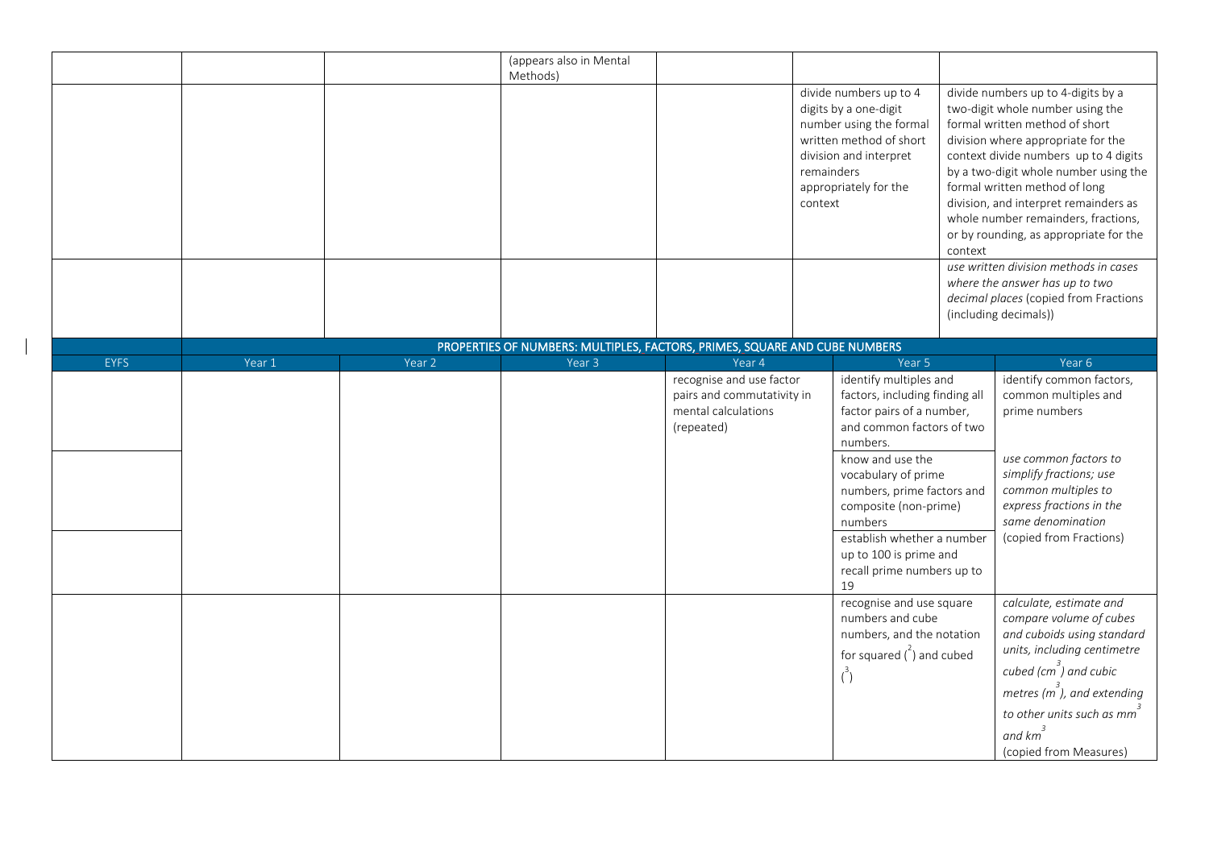| | | | | | | |
|---|---|---|---|---|---|---|
| | | | (appears also in Mental Methods) | | | |
| | | | | | divide numbers up to 4 digits by a one-digit number using the formal written method of short division and interpret remainders appropriately for the context | divide numbers up to 4-digits by a two-digit whole number using the formal written method of short division where appropriate for the context divide numbers up to 4 digits by a two-digit whole number using the formal written method of long division, and interpret remainders as whole number remainders, fractions, or by rounding, as appropriate for the context |
| | | | | | | *use written division methods in cases where the answer has up to two decimal places* (copied from Fractions (including decimals)) |

**PROPERTIES OF NUMBERS: MULTIPLES, FACTORS, PRIMES, SQUARE AND CUBE NUMBERS**

| EYFS | Year 1 | Year 2 | Year 3 | Year 4 | Year 5 | Year 6 |
|---|---|---|---|---|---|---|
| | | | | recognise and use factor pairs and commutativity in mental calculations (repeated) | identify multiples and factors, including finding all factor pairs of a number, and common factors of two numbers. | identify common factors, common multiples and prime numbers |
| | | | | | know and use the vocabulary of prime numbers, prime factors and composite (non-prime) numbers | *use common factors to simplify fractions; use common multiples to express fractions in the same denomination* (copied from Fractions) |
| | | | | | establish whether a number up to 100 is prime and recall prime numbers up to 19 | |
| | | | | | recognise and use square numbers and cube numbers, and the notation for squared ($^2$) and cubed ($^3$) | *calculate, estimate and compare volume of cubes and cuboids using standard units, including centimetre cubed ($cm^3$) and cubic metres ($m^3$), and extending to other units such as $mm^3$ and $km^3$* (copied from Measures) |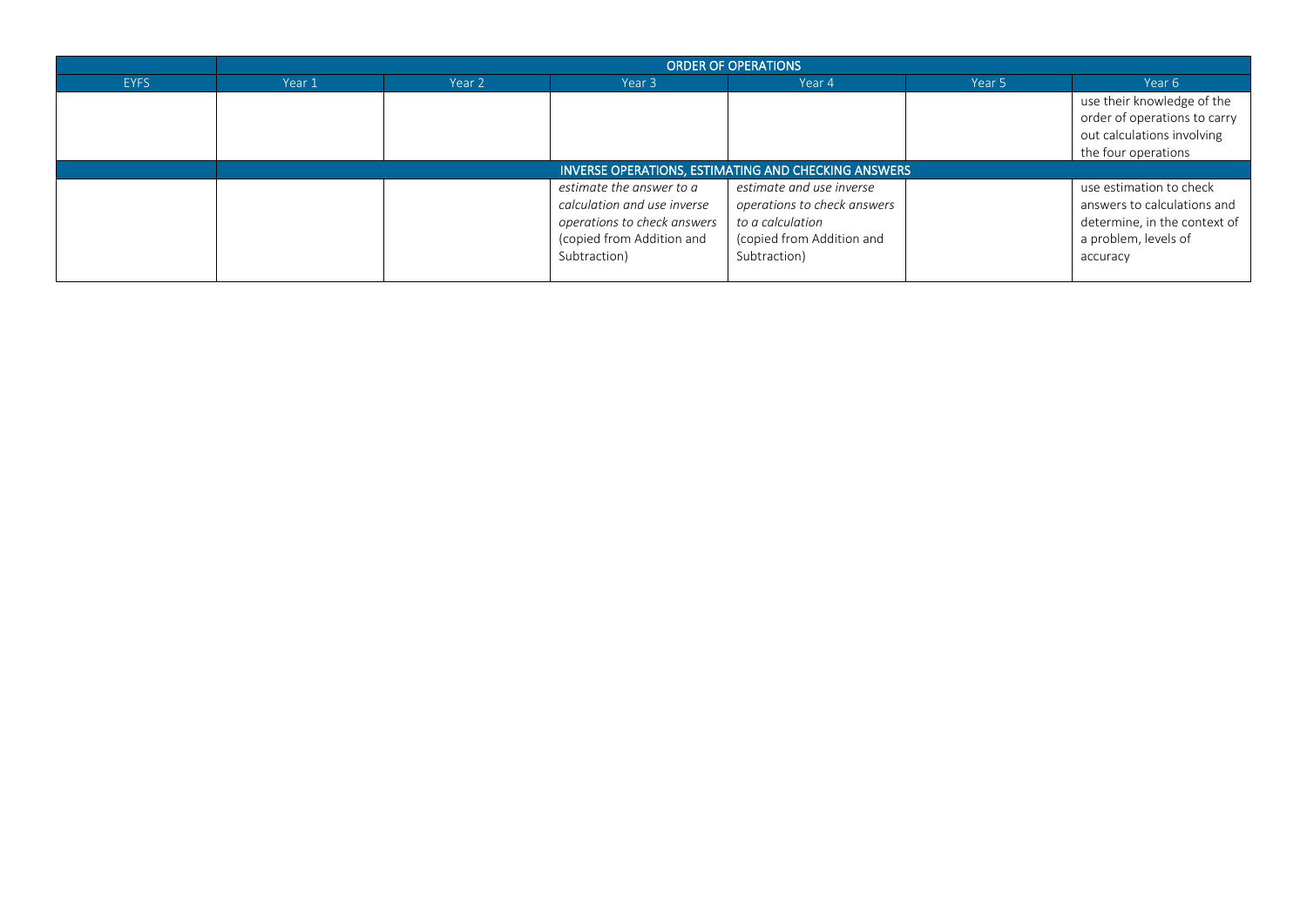| | ORDER OF OPERATIONS | | | | | |
|---|---|---|---|---|---|---|
| EYFS | Year 1 | Year 2 | Year 3 | Year 4 | Year 5 | Year 6 |
| | | | | | | use their knowledge of the order of operations to carry out calculations involving the four operations |
| | INVERSE OPERATIONS, ESTIMATING AND CHECKING ANSWERS | | | | | |
| | | | *estimate the answer to a calculation and use inverse operations to check answers* (copied from Addition and Subtraction) | *estimate and use inverse operations to check answers to a calculation* (copied from Addition and Subtraction) | | use estimation to check answers to calculations and determine, in the context of a problem, levels of accuracy |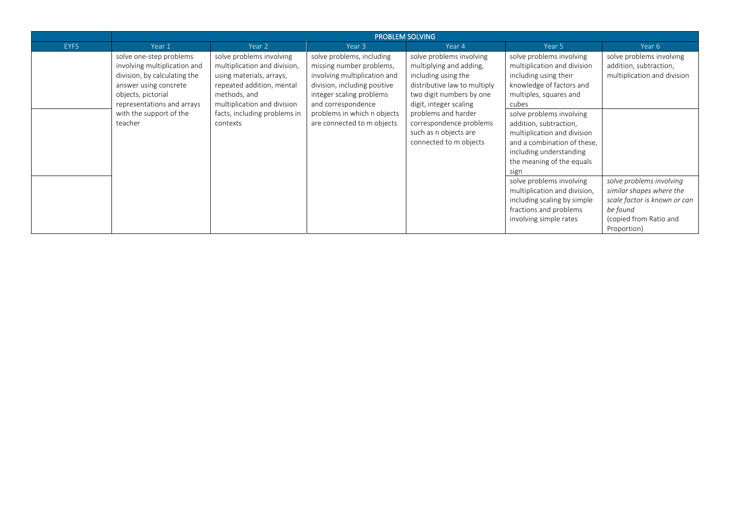| | PROBLEM SOLVING | | | | | |
|---|---|---|---|---|---|---|
| EYFS | Year 1 | Year 2 | Year 3 | Year 4 | Year 5 | Year 6 |
| | solve one-step problems involving multiplication and division, by calculating the answer using concrete objects, pictorial representations and arrays with the support of the teacher | solve problems involving multiplication and division, using materials, arrays, repeated addition, mental methods, and multiplication and division facts, including problems in contexts | solve problems, including missing number problems, involving multiplication and division, including positive integer scaling problems and correspondence problems in which n objects are connected to m objects | solve problems involving multiplying and adding, including using the distributive law to multiply two digit numbers by one digit, integer scaling problems and harder correspondence problems such as n objects are connected to m objects | solve problems involving multiplication and division including using their knowledge of factors and multiples, squares and cubes | solve problems involving addition, subtraction, multiplication and division |
| | | | | | solve problems involving addition, subtraction, multiplication and division and a combination of these, including understanding the meaning of the equals sign | |
| | | | | | solve problems involving multiplication and division, including scaling by simple fractions and problems involving simple rates | *solve problems involving similar shapes where the scale factor is known or can be found* (copied from Ratio and Proportion) |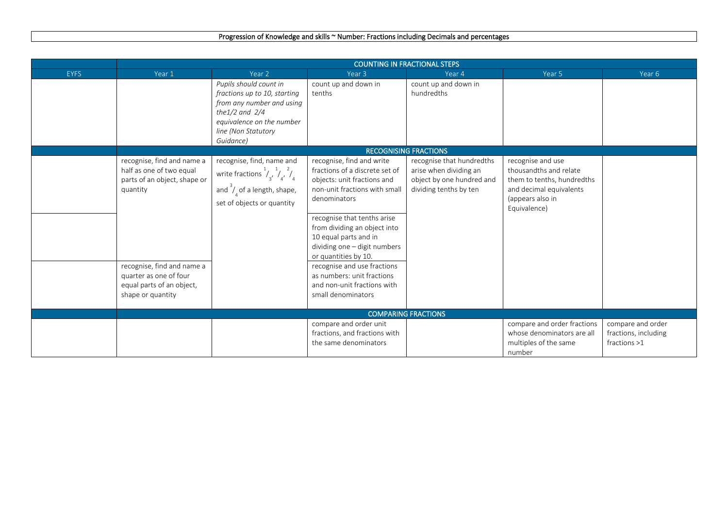## Progression of Knowledge and skills ~ Number: Fractions including Decimals and percentages

| | COUNTING IN FRACTIONAL STEPS | | | | | |
|---|---|---|---|---|---|---|
| EYFS | Year 1 | Year 2 | Year 3 | Year 4 | Year 5 | Year 6 |
| | | *Pupils should count in fractions up to 10, starting from any number and using the1/2 and 2/4 equivalence on the number line (Non Statutory Guidance)* | count up and down in tenths | count up and down in hundredths | | |
| | RECOGNISING FRACTIONS | | | | | |
| | recognise, find and name a half as one of two equal parts of an object, shape or quantity | recognise, find, name and write fractions $^1/_3$, $^1/_4$, $^2/_4$ and $^3/_4$ of a length, shape, set of objects or quantity | recognise, find and write fractions of a discrete set of objects: unit fractions and non-unit fractions with small denominators | recognise that hundredths arise when dividing an object by one hundred and dividing tenths by ten | recognise and use thousandths and relate them to tenths, hundredths and decimal equivalents (appears also in Equivalence) | |
| | | | recognise that tenths arise from dividing an object into 10 equal parts and in dividing one – digit numbers or quantities by 10. | | | |
| | recognise, find and name a quarter as one of four equal parts of an object, shape or quantity | | recognise and use fractions as numbers: unit fractions and non-unit fractions with small denominators | | | |
| | COMPARING FRACTIONS | | | | | |
| | | | compare and order unit fractions, and fractions with the same denominators | | compare and order fractions whose denominators are all multiples of the same number | compare and order fractions, including fractions >1 |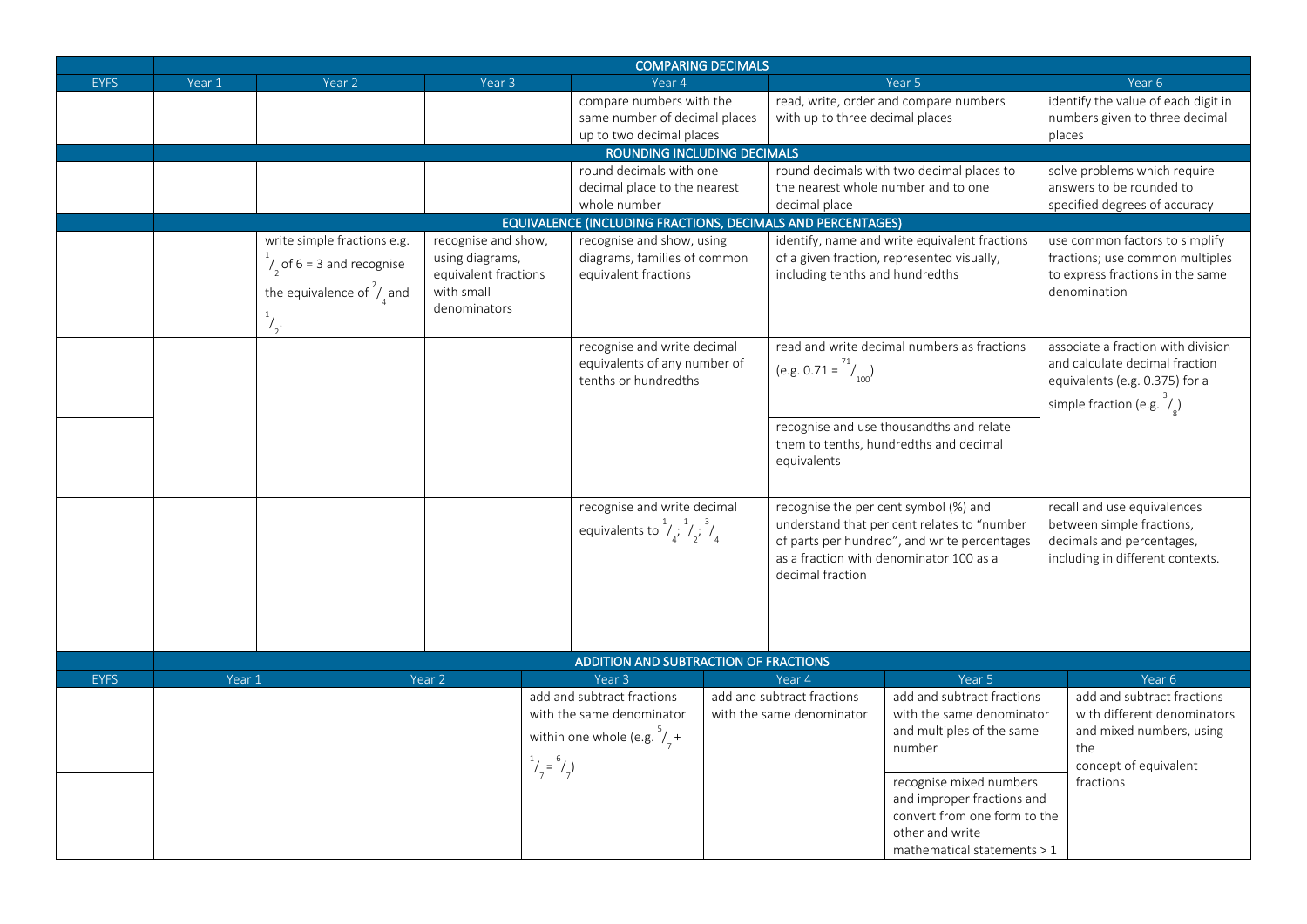| EYFS | Year 1 | Year 2 | Year 3 | Year 4 | Year 5 | Year 6 |
|---|---|---|---|---|---|---|
| **COMPARING DECIMALS** | | | | | | |
| | | | | compare numbers with the same number of decimal places up to two decimal places | read, write, order and compare numbers with up to three decimal places | identify the value of each digit in numbers given to three decimal places |
| **ROUNDING INCLUDING DECIMALS** | | | | | | |
| | | | | round decimals with one decimal place to the nearest whole number | round decimals with two decimal places to the nearest whole number and to one decimal place | solve problems which require answers to be rounded to specified degrees of accuracy |
| **EQUIVALENCE (INCLUDING FRACTIONS, DECIMALS AND PERCENTAGES)** | | | | | | |
| | | write simple fractions e.g. $^1/_2$ of 6 = 3 and recognise the equivalence of $^2/_4$ and $^1/_2$. | recognise and show, using diagrams, equivalent fractions with small denominators | recognise and show, using diagrams, families of common equivalent fractions | identify, name and write equivalent fractions of a given fraction, represented visually, including tenths and hundredths | use common factors to simplify fractions; use common multiples to express fractions in the same denomination |
| | | | | recognise and write decimal equivalents of any number of tenths or hundredths | read and write decimal numbers as fractions (e.g. 0.71 = $^{71}/_{100}$) | associate a fraction with division and calculate decimal fraction equivalents (e.g. 0.375) for a simple fraction (e.g. $^3/_8$) |
| | | | | | recognise and use thousandths and relate them to tenths, hundredths and decimal equivalents | |
| | | | | recognise and write decimal equivalents to $^1/_4$; $^1/_2$; $^3/_4$ | recognise the per cent symbol (%) and understand that per cent relates to "number of parts per hundred", and write percentages as a fraction with denominator 100 as a decimal fraction | recall and use equivalences between simple fractions, decimals and percentages, including in different contexts. |

| EYFS | Year 1 | Year 2 | Year 3 | Year 4 | Year 5 | Year 6 |
|---|---|---|---|---|---|---|
| **ADDITION AND SUBTRACTION OF FRACTIONS** | | | | | | |
| | | | add and subtract fractions with the same denominator within one whole (e.g. $^5/_7$ + $^1/_7$ = $^6/_7$) | add and subtract fractions with the same denominator | add and subtract fractions with the same denominator and multiples of the same number | add and subtract fractions with different denominators and mixed numbers, using the concept of equivalent fractions |
| | | | | | recognise mixed numbers and improper fractions and convert from one form to the other and write mathematical statements > 1 | |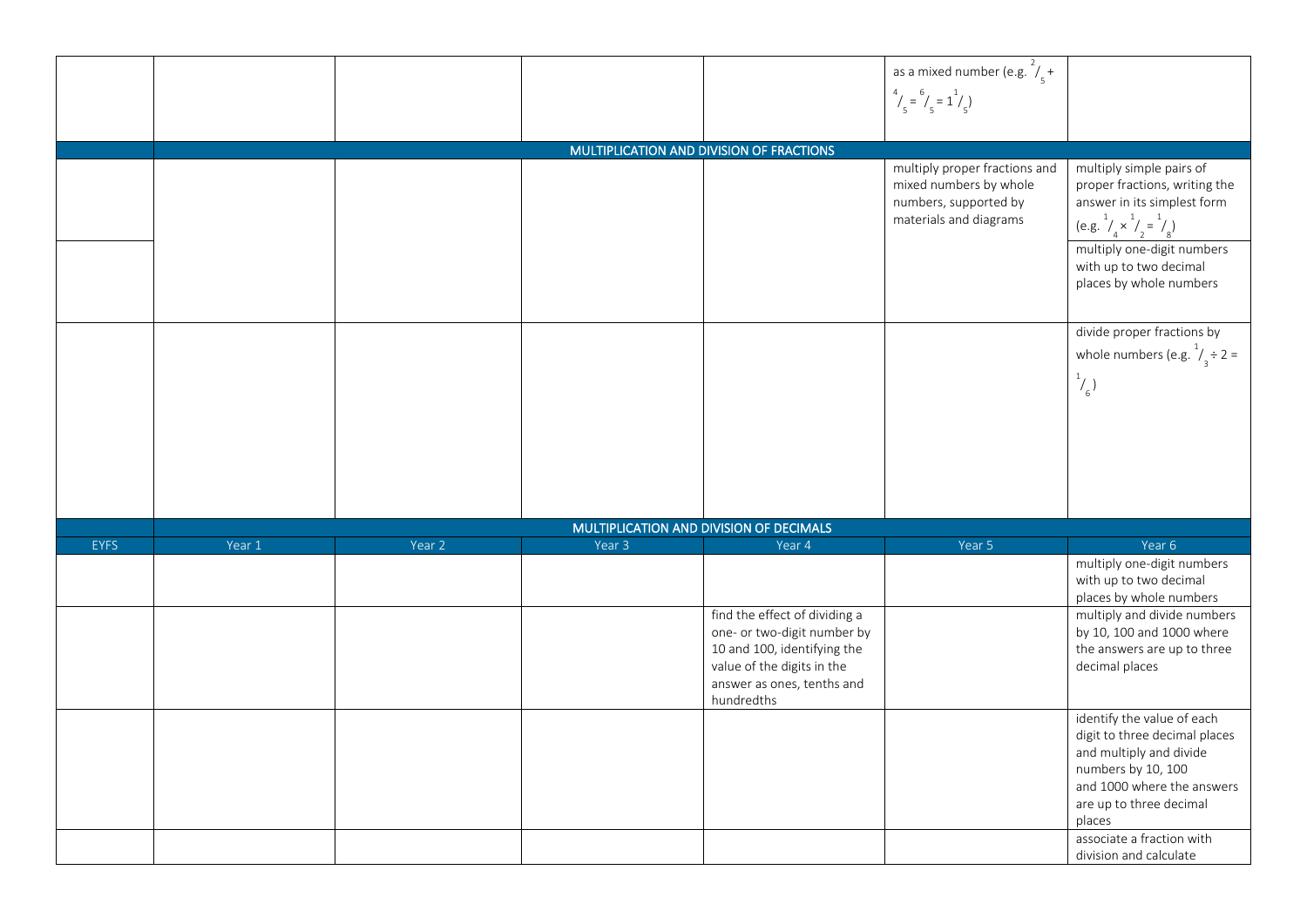| EYFS | Year 1 | Year 2 | Year 3 | Year 4 | Year 5 | Year 6 |
|---|---|---|---|---|---|---|
| | | | | | as a mixed number (e.g. $\frac{2}{5} + \frac{4}{5} = \frac{6}{5} = 1\frac{1}{5}$) | |
| **MULTIPLICATION AND DIVISION OF FRACTIONS** | | | | | | |
| | | | | | multiply proper fractions and mixed numbers by whole numbers, supported by materials and diagrams | multiply simple pairs of proper fractions, writing the answer in its simplest form (e.g. $\frac{1}{4} \times \frac{1}{2} = \frac{1}{8}$) |
| | | | | | | multiply one-digit numbers with up to two decimal places by whole numbers |
| | | | | | | divide proper fractions by whole numbers (e.g. $\frac{1}{3} \div 2 = \frac{1}{6}$) |
| **MULTIPLICATION AND DIVISION OF DECIMALS** | | | | | | |
| **EYFS** | **Year 1** | **Year 2** | **Year 3** | **Year 4** | **Year 5** | **Year 6** |
| | | | | | | multiply one-digit numbers with up to two decimal places by whole numbers |
| | | | | find the effect of dividing a one- or two-digit number by 10 and 100, identifying the value of the digits in the answer as ones, tenths and hundredths | | multiply and divide numbers by 10, 100 and 1000 where the answers are up to three decimal places |
| | | | | | | identify the value of each digit to three decimal places and multiply and divide numbers by 10, 100 and 1000 where the answers are up to three decimal places |
| | | | | | | associate a fraction with division and calculate |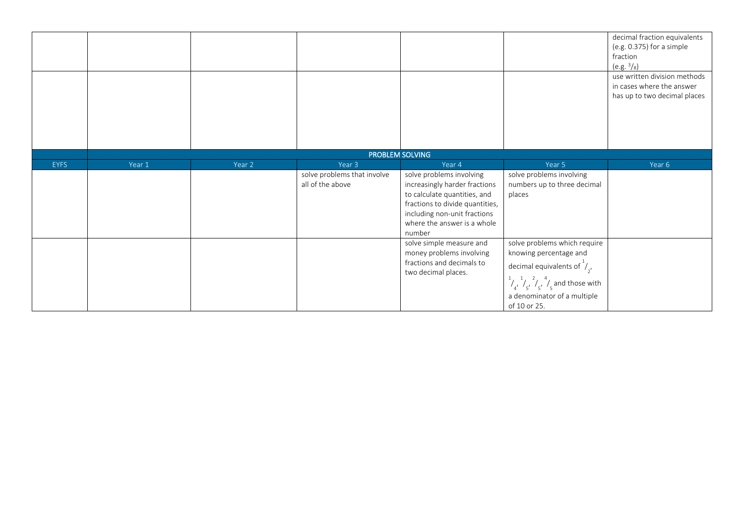| | | | | | | |
|---|---|---|---|---|---|---|
| | | | | | | decimal fraction equivalents (e.g. 0.375) for a simple fraction (e.g. $^3/_8$) |
| | | | | | | use written division methods in cases where the answer has up to two decimal places |

| PROBLEM SOLVING | | | | | | |
|---|---|---|---|---|---|---|
| EYFS | Year 1 | Year 2 | Year 3 | Year 4 | Year 5 | Year 6 |
| | | | solve problems that involve all of the above | solve problems involving increasingly harder fractions to calculate quantities, and fractions to divide quantities, including non-unit fractions where the answer is a whole number | solve problems involving numbers up to three decimal places | |
| | | | | solve simple measure and money problems involving fractions and decimals to two decimal places. | solve problems which require knowing percentage and decimal equivalents of $^1/_2$, $^1/_4$, $^1/_5$, $^2/_5$, $^4/_5$ and those with a denominator of a multiple of 10 or 25. | |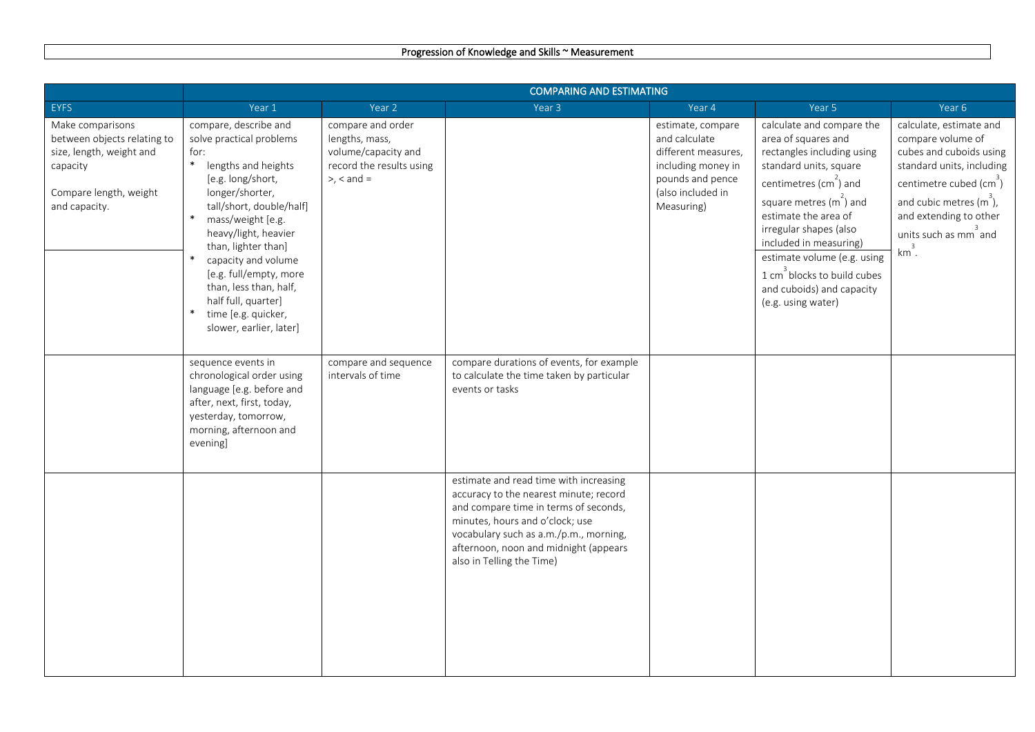# Progression of Knowledge and Skills ~ Measurement

| | COMPARING AND ESTIMATING | | | | | |
|---|---|---|---|---|---|---|
| EYFS | Year 1 | Year 2 | Year 3 | Year 4 | Year 5 | Year 6 |
| Make comparisons between objects relating to size, length, weight and capacity<br><br>Compare length, weight and capacity. | compare, describe and solve practical problems for:<br>* lengths and heights [e.g. long/short, longer/shorter, tall/short, double/half]<br>* mass/weight [e.g. heavy/light, heavier than, lighter than]<br>* capacity and volume [e.g. full/empty, more than, less than, half, half full, quarter]<br>* time [e.g. quicker, slower, earlier, later] | compare and order lengths, mass, volume/capacity and record the results using >, < and = | | estimate, compare and calculate different measures, including money in pounds and pence (also included in Measuring) | calculate and compare the area of squares and rectangles including using standard units, square centimetres ($cm^2$) and square metres ($m^2$) and estimate the area of irregular shapes (also included in measuring)<br><br>estimate volume (e.g. using 1 $cm^3$ blocks to build cubes and cuboids) and capacity (e.g. using water) | calculate, estimate and compare volume of cubes and cuboids using standard units, including centimetre cubed ($cm^3$) and cubic metres ($m^3$), and extending to other units such as $mm^3$ and $km^3$. |
| | sequence events in chronological order using language [e.g. before and after, next, first, today, yesterday, tomorrow, morning, afternoon and evening] | compare and sequence intervals of time | compare durations of events, for example to calculate the time taken by particular events or tasks | | | |
| | | | estimate and read time with increasing accuracy to the nearest minute; record and compare time in terms of seconds, minutes, hours and o'clock; use vocabulary such as a.m./p.m., morning, afternoon, noon and midnight (appears also in Telling the Time) | | | |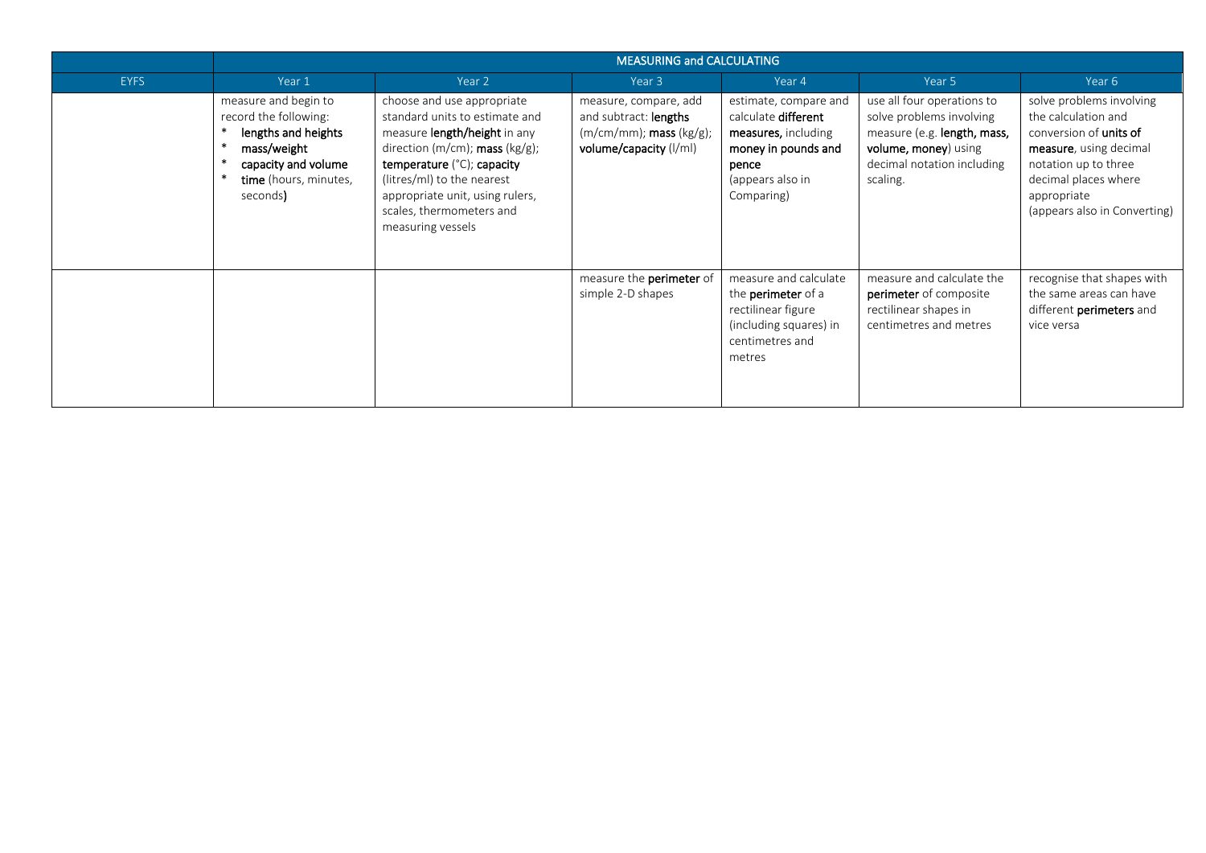| | MEASURING and CALCULATING | | | | | |
|---|---|---|---|---|---|---|
| EYFS | Year 1 | Year 2 | Year 3 | Year 4 | Year 5 | Year 6 |
| | measure and begin to record the following: * **lengths and heights** * **mass/weight** * **capacity and volume** * **time** (hours, minutes, seconds**)** | choose and use appropriate standard units to estimate and measure **length/height** in any direction (m/cm); **mass** (kg/g); **temperature** (°C); **capacity** (litres/ml) to the nearest appropriate unit, using rulers, scales, thermometers and measuring vessels | measure, compare, add and subtract: **lengths** (m/cm/mm); **mass** (kg/g); **volume/capacity** (l/ml) | estimate, compare and calculate **different measures,** including **money in pounds and pence** (appears also in Comparing) | use all four operations to solve problems involving measure (e.g. **length, mass, volume, money**) using decimal notation including scaling. | solve problems involving the calculation and conversion of **units of measure**, using decimal notation up to three decimal places where appropriate (appears also in Converting) |
| | | | measure the **perimeter** of simple 2-D shapes | measure and calculate the **perimeter** of a rectilinear figure (including squares) in centimetres and metres | measure and calculate the **perimeter** of composite rectilinear shapes in centimetres and metres | recognise that shapes with the same areas can have different **perimeters** and vice versa |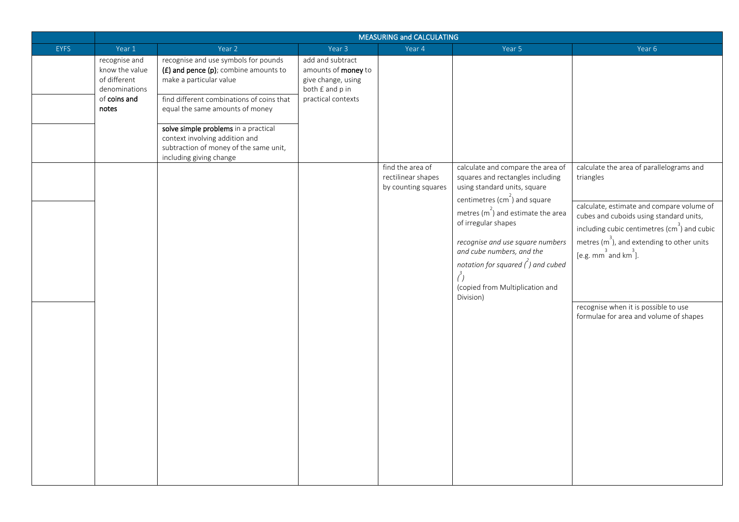| | MEASURING and CALCULATING | | | | | |
|---|---|---|---|---|---|---|
| EYFS | Year 1 | Year 2 | Year 3 | Year 4 | Year 5 | Year 6 |
| | recognise and know the value of different denominations of **coins and notes** | recognise and use symbols for pounds **(£) and pence (p)**; combine amounts to make a particular value | add and subtract amounts of **money** to give change, using both £ and p in practical contexts | | | |
| | | find different combinations of coins that equal the same amounts of money | | | | |
| | | **solve simple problems** in a practical context involving addition and subtraction of money of the same unit, including giving change | | | | |
| | | | | find the area of rectilinear shapes by counting squares | calculate and compare the area of squares and rectangles including using standard units, square centimetres ($cm^2$) and square metres ($m^2$) and estimate the area of irregular shapes<br><br>*recognise and use square numbers and cube numbers, and the notation for squared ($^2$) and cubed ($^3$)*<br>(copied from Multiplication and Division) | calculate the area of parallelograms and triangles |
| | | | | | | calculate, estimate and compare volume of cubes and cuboids using standard units, including cubic centimetres ($cm^3$) and cubic metres ($m^3$), and extending to other units [e.g. $mm^3$ and $km^3$]. |
| | | | | | | recognise when it is possible to use formulae for area and volume of shapes |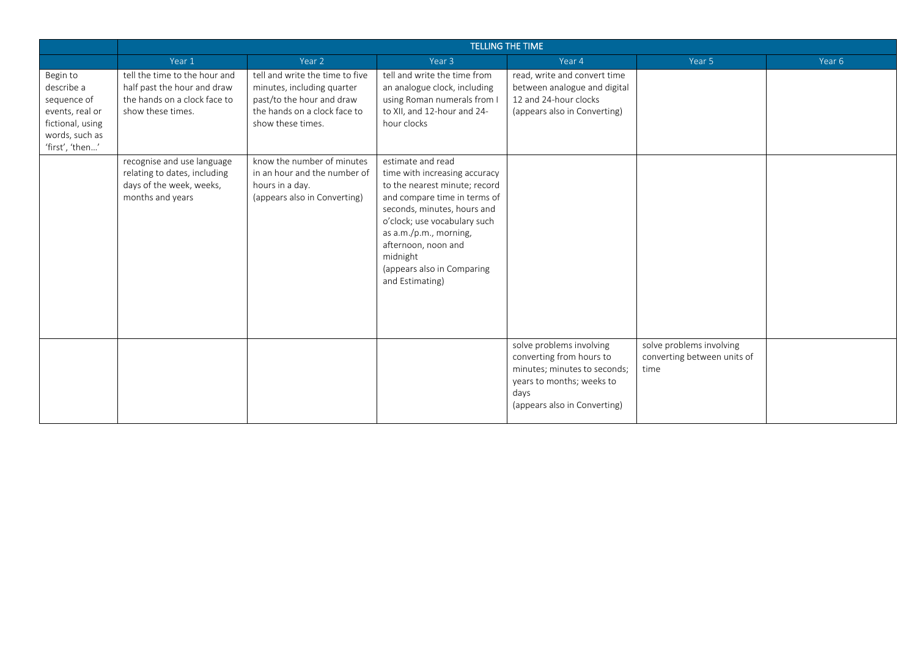| | TELLING THE TIME | | | | | |
|---|---|---|---|---|---|---|
| | Year 1 | Year 2 | Year 3 | Year 4 | Year 5 | Year 6 |
| Begin to describe a sequence of events, real or fictional, using words, such as 'first', 'then…' | tell the time to the hour and half past the hour and draw the hands on a clock face to show these times. | tell and write the time to five minutes, including quarter past/to the hour and draw the hands on a clock face to show these times. | tell and write the time from an analogue clock, including using Roman numerals from I to XII, and 12-hour and 24-hour clocks | read, write and convert time between analogue and digital 12 and 24-hour clocks (appears also in Converting) | | |
| | recognise and use language relating to dates, including days of the week, weeks, months and years | know the number of minutes in an hour and the number of hours in a day. (appears also in Converting) | estimate and read time with increasing accuracy to the nearest minute; record and compare time in terms of seconds, minutes, hours and o'clock; use vocabulary such as a.m./p.m., morning, afternoon, noon and midnight (appears also in Comparing and Estimating) | | | |
| | | | | solve problems involving converting from hours to minutes; minutes to seconds; years to months; weeks to days (appears also in Converting) | solve problems involving converting between units of time | |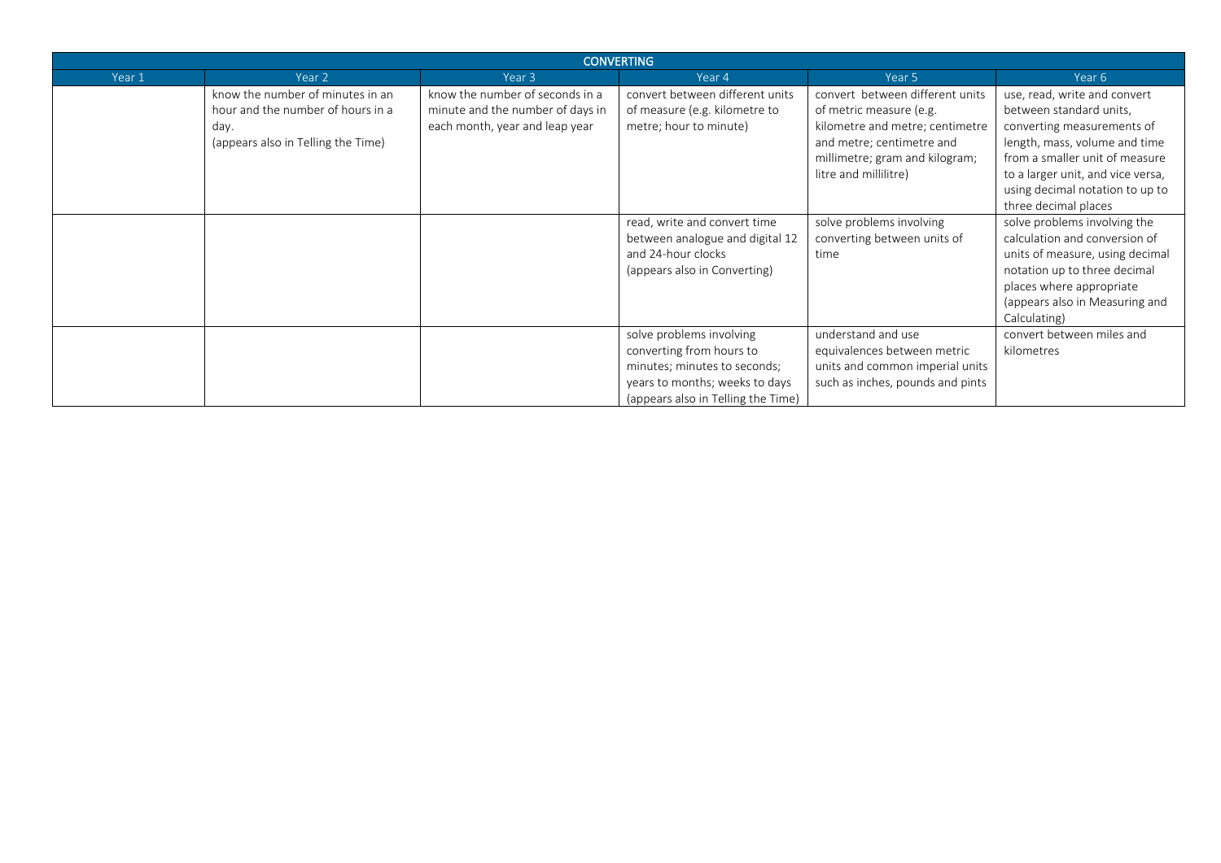| CONVERTING | | | | | |
|---|---|---|---|---|---|
| Year 1 | Year 2 | Year 3 | Year 4 | Year 5 | Year 6 |
| | know the number of minutes in an hour and the number of hours in a day. (appears also in Telling the Time) | know the number of seconds in a minute and the number of days in each month, year and leap year | convert between different units of measure (e.g. kilometre to metre; hour to minute) | convert between different units of metric measure (e.g. kilometre and metre; centimetre and metre; centimetre and millimetre; gram and kilogram; litre and millilitre) | use, read, write and convert between standard units, converting measurements of length, mass, volume and time from a smaller unit of measure to a larger unit, and vice versa, using decimal notation to up to three decimal places |
| | | | read, write and convert time between analogue and digital 12 and 24-hour clocks (appears also in Converting) | solve problems involving converting between units of time | solve problems involving the calculation and conversion of units of measure, using decimal notation up to three decimal places where appropriate (appears also in Measuring and Calculating) |
| | | | solve problems involving converting from hours to minutes; minutes to seconds; years to months; weeks to days (appears also in Telling the Time) | understand and use equivalences between metric units and common imperial units such as inches, pounds and pints | convert between miles and kilometres |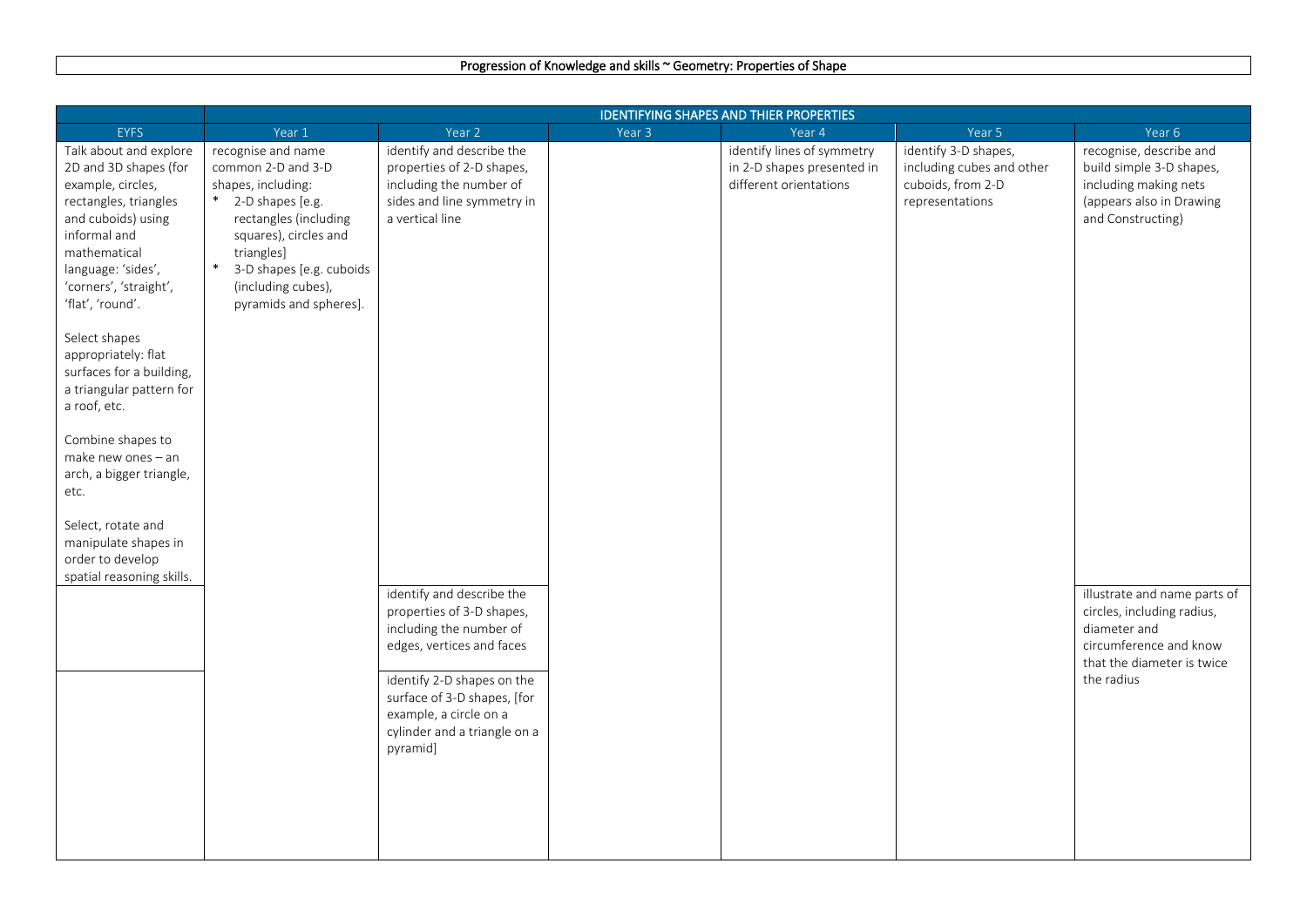# Progression of Knowledge and skills ~ Geometry: Properties of Shape

| | IDENTIFYING SHAPES AND THIER PROPERTIES | | | | | |
|---|---|---|---|---|---|---|
| EYFS | Year 1 | Year 2 | Year 3 | Year 4 | Year 5 | Year 6 |
| Talk about and explore 2D and 3D shapes (for example, circles, rectangles, triangles and cuboids) using informal and mathematical language: 'sides', 'corners', 'straight', 'flat', 'round'.<br><br>Select shapes appropriately: flat surfaces for a building, a triangular pattern for a roof, etc.<br><br>Combine shapes to make new ones – an arch, a bigger triangle, etc.<br><br>Select, rotate and manipulate shapes in order to develop spatial reasoning skills. | recognise and name common 2-D and 3-D shapes, including:<br>* 2-D shapes [e.g. rectangles (including squares), circles and triangles]<br>* 3-D shapes [e.g. cuboids (including cubes), pyramids and spheres]. | identify and describe the properties of 2-D shapes, including the number of sides and line symmetry in a vertical line | | identify lines of symmetry in 2-D shapes presented in different orientations | identify 3-D shapes, including cubes and other cuboids, from 2-D representations | recognise, describe and build simple 3-D shapes, including making nets (appears also in Drawing and Constructing) |
| | | identify and describe the properties of 3-D shapes, including the number of edges, vertices and faces | | | | illustrate and name parts of circles, including radius, diameter and circumference and know that the diameter is twice the radius |
| | | identify 2-D shapes on the surface of 3-D shapes, [for example, a circle on a cylinder and a triangle on a pyramid] | | | | |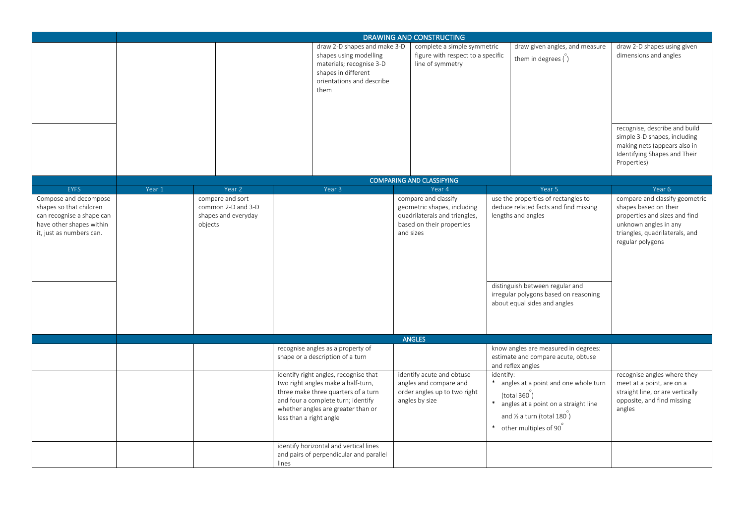| | DRAWING AND CONSTRUCTING | | | | | |
|---|---|---|---|---|---|---|
| | | | draw 2-D shapes and make 3-D shapes using modelling materials; recognise 3-D shapes in different orientations and describe them | complete a simple symmetric figure with respect to a specific line of symmetry | draw given angles, and measure them in degrees $(^\circ)$ | draw 2-D shapes using given dimensions and angles |
| | | | | | | recognise, describe and build simple 3-D shapes, including making nets (appears also in Identifying Shapes and Their Properties) |
| | COMPARING AND CLASSIFYING | | | | | |
| EYFS | Year 1 | Year 2 | Year 3 | Year 4 | Year 5 | Year 6 |
| Compose and decompose shapes so that children can recognise a shape can have other shapes within it, just as numbers can. | | compare and sort common 2-D and 3-D shapes and everyday objects | | compare and classify geometric shapes, including quadrilaterals and triangles, based on their properties and sizes | use the properties of rectangles to deduce related facts and find missing lengths and angles | compare and classify geometric shapes based on their properties and sizes and find unknown angles in any triangles, quadrilaterals, and regular polygons |
| | | | | | distinguish between regular and irregular polygons based on reasoning about equal sides and angles | |
| | ANGLES | | | | | |
| | | | recognise angles as a property of shape or a description of a turn | | know angles are measured in degrees: estimate and compare acute, obtuse and reflex angles | |
| | | | identify right angles, recognise that two right angles make a half-turn, three make three quarters of a turn and four a complete turn; identify whether angles are greater than or less than a right angle | identify acute and obtuse angles and compare and order angles up to two right angles by size | identify: * angles at a point and one whole turn (total $360^\circ$) * angles at a point on a straight line and ½ a turn (total $180^\circ$) * other multiples of $90^\circ$ | recognise angles where they meet at a point, are on a straight line, or are vertically opposite, and find missing angles |
| | | | identify horizontal and vertical lines and pairs of perpendicular and parallel lines | | | |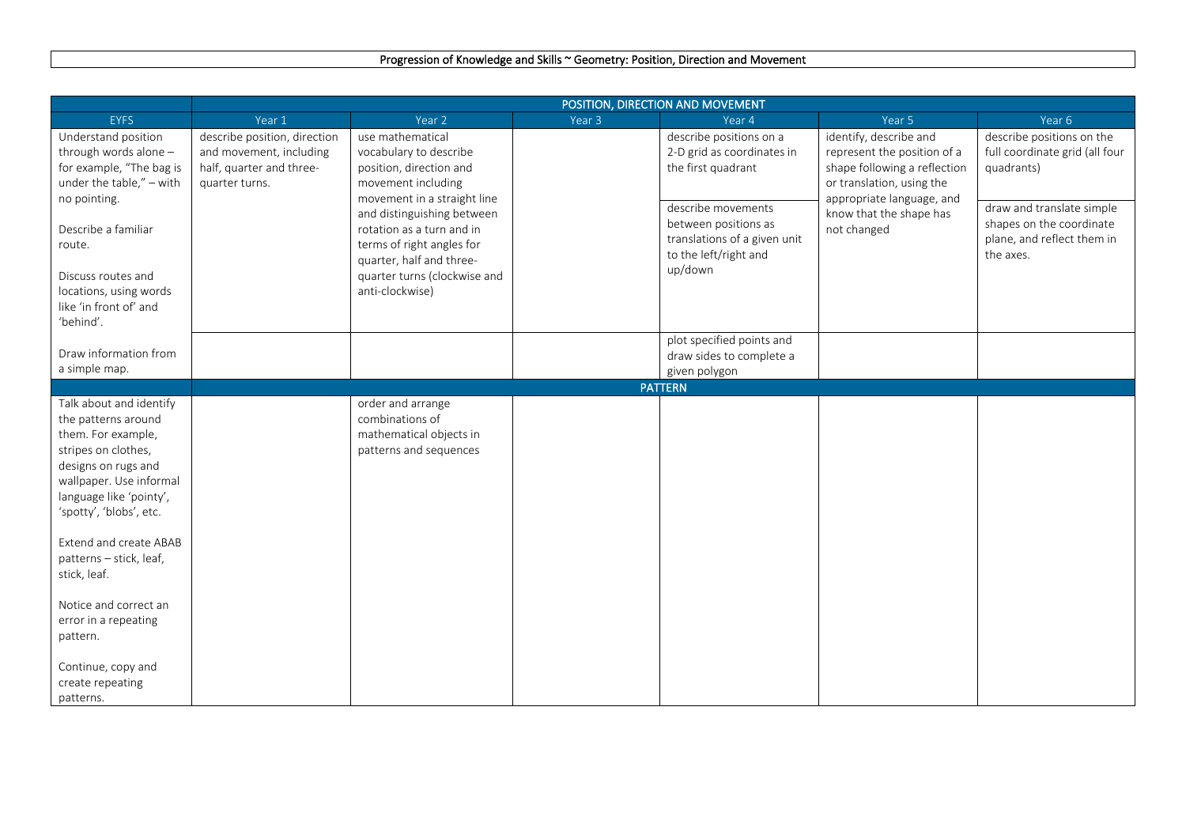# Progression of Knowledge and Skills ~ Geometry: Position, Direction and Movement

| | POSITION, DIRECTION AND MOVEMENT | | | | | |
|---|---|---|---|---|---|---|
| EYFS | Year 1 | Year 2 | Year 3 | Year 4 | Year 5 | Year 6 |
| Understand position through words alone – for example, "The bag is under the table," – with no pointing.<br><br>Describe a familiar route.<br><br>Discuss routes and locations, using words like 'in front of' and 'behind'. | describe position, direction and movement, including half, quarter and three-quarter turns. | use mathematical vocabulary to describe position, direction and movement including movement in a straight line and distinguishing between rotation as a turn and in terms of right angles for quarter, half and three-quarter turns (clockwise and anti-clockwise) | | describe positions on a 2-D grid as coordinates in the first quadrant<br><br>describe movements between positions as translations of a given unit to the left/right and up/down | identify, describe and represent the position of a shape following a reflection or translation, using the appropriate language, and know that the shape has not changed | describe positions on the full coordinate grid (all four quadrants)<br><br>draw and translate simple shapes on the coordinate plane, and reflect them in the axes. |
| Draw information from a simple map. | | | | plot specified points and draw sides to complete a given polygon | | |
| | PATTERN | | | | | |
| Talk about and identify the patterns around them. For example, stripes on clothes, designs on rugs and wallpaper. Use informal language like 'pointy', 'spotty', 'blobs', etc.<br><br>Extend and create ABAB patterns – stick, leaf, stick, leaf.<br><br>Notice and correct an error in a repeating pattern.<br><br>Continue, copy and create repeating patterns. | | order and arrange combinations of mathematical objects in patterns and sequences | | | | |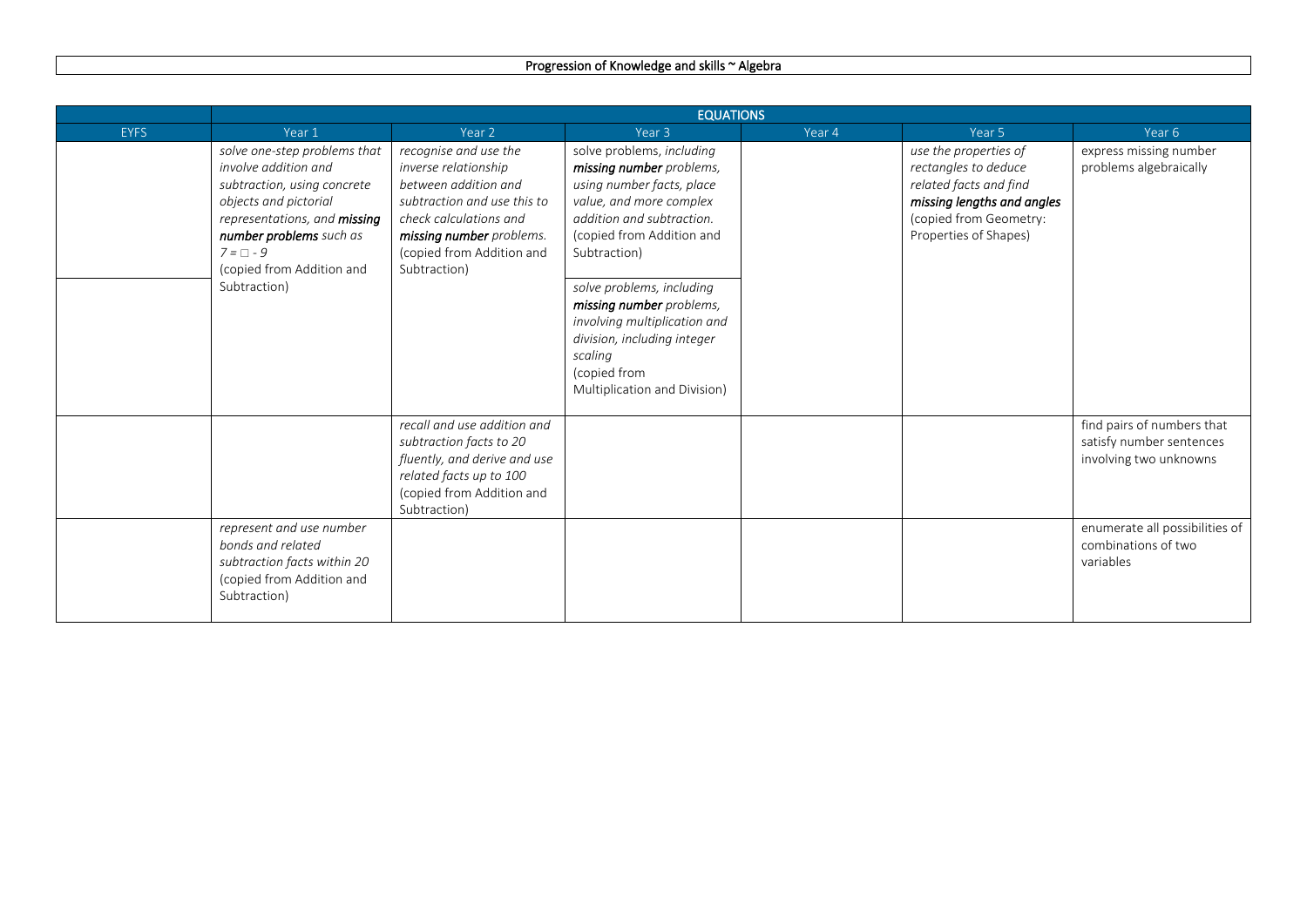**Progression of Knowledge and skills ~ Algebra**

| | EQUATIONS | | | | | |
|---|---|---|---|---|---|---|
| EYFS | Year 1 | Year 2 | Year 3 | Year 4 | Year 5 | Year 6 |
| | *solve one-step problems that involve addition and subtraction, using concrete objects and pictorial representations, and **missing number problems** such as $7 = \square - 9$* (copied from Addition and Subtraction) | *recognise and use the inverse relationship between addition and subtraction and use this to check calculations and **missing number** problems.* (copied from Addition and Subtraction) | solve problems, *including **missing number** problems, using number facts, place value, and more complex addition and subtraction.* (copied from Addition and Subtraction) | | *use the properties of rectangles to deduce related facts and find **missing lengths and angles*** (copied from Geometry: Properties of Shapes) | express missing number problems algebraically |
| | | | *solve problems, including **missing number** problems, involving multiplication and division, including integer scaling* (copied from Multiplication and Division) | | | |
| | | *recall and use addition and subtraction facts to 20 fluently, and derive and use related facts up to 100* (copied from Addition and Subtraction) | | | | find pairs of numbers that satisfy number sentences involving two unknowns |
| | *represent and use number bonds and related subtraction facts within 20* (copied from Addition and Subtraction) | | | | | enumerate all possibilities of combinations of two variables |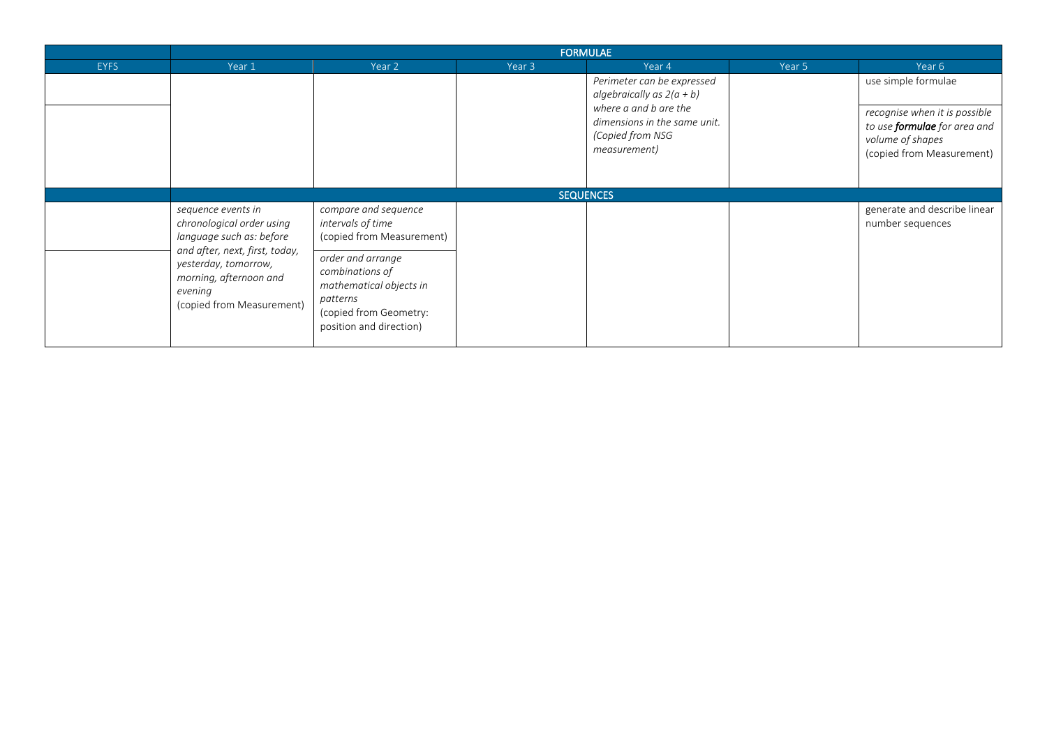| | FORMULAE | | | | | |
|---|---|---|---|---|---|---|
| EYFS | Year 1 | Year 2 | Year 3 | Year 4 | Year 5 | Year 6 |
| | | | | *Perimeter can be expressed algebraically as $2(a + b)$ where a and b are the dimensions in the same unit. (Copied from NSG measurement)* | | use simple formulae |
| | | | | | | *recognise when it is possible to use **formulae** for area and volume of shapes* (copied from Measurement) |
| | **SEQUENCES** | | | | | |
| | *sequence events in chronological order using language such as: before and after, next, first, today, yesterday, tomorrow, morning, afternoon and evening* (copied from Measurement) | *compare and sequence intervals of time* (copied from Measurement) | | | | generate and describe linear number sequences |
| | | *order and arrange combinations of mathematical objects in patterns* (copied from Geometry: position and direction) | | | | |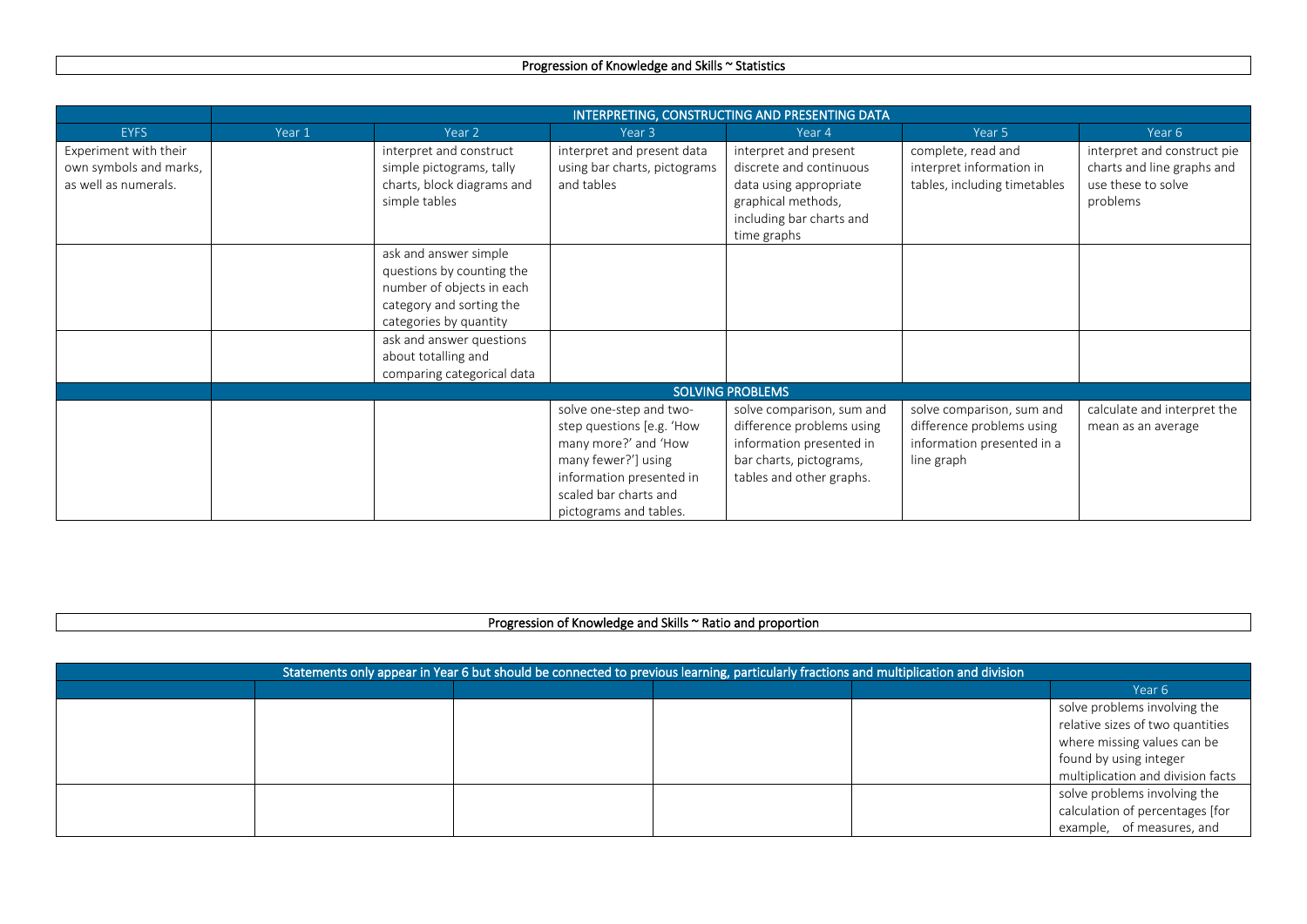## Progression of Knowledge and Skills ~ Statistics

| | INTERPRETING, CONSTRUCTING AND PRESENTING DATA | | | | | |
|---|---|---|---|---|---|---|
| EYFS | Year 1 | Year 2 | Year 3 | Year 4 | Year 5 | Year 6 |
| Experiment with their own symbols and marks, as well as numerals. | | interpret and construct simple pictograms, tally charts, block diagrams and simple tables | interpret and present data using bar charts, pictograms and tables | interpret and present discrete and continuous data using appropriate graphical methods, including bar charts and time graphs | complete, read and interpret information in tables, including timetables | interpret and construct pie charts and line graphs and use these to solve problems |
| | | ask and answer simple questions by counting the number of objects in each category and sorting the categories by quantity | | | | |
| | | ask and answer questions about totalling and comparing categorical data | | | | |
| | SOLVING PROBLEMS | | | | | |
| | | | solve one-step and two-step questions [e.g. 'How many more?' and 'How many fewer?'] using information presented in scaled bar charts and pictograms and tables. | solve comparison, sum and difference problems using information presented in bar charts, pictograms, tables and other graphs. | solve comparison, sum and difference problems using information presented in a line graph | calculate and interpret the mean as an average |

## Progression of Knowledge and Skills ~ Ratio and proportion

| Statements only appear in Year 6 but should be connected to previous learning, particularly fractions and multiplication and division | | | | | |
|---|---|---|---|---|---|
| | | | | | Year 6 |
| | | | | | solve problems involving the relative sizes of two quantities where missing values can be found by using integer multiplication and division facts |
| | | | | | solve problems involving the calculation of percentages [for example, of measures, and |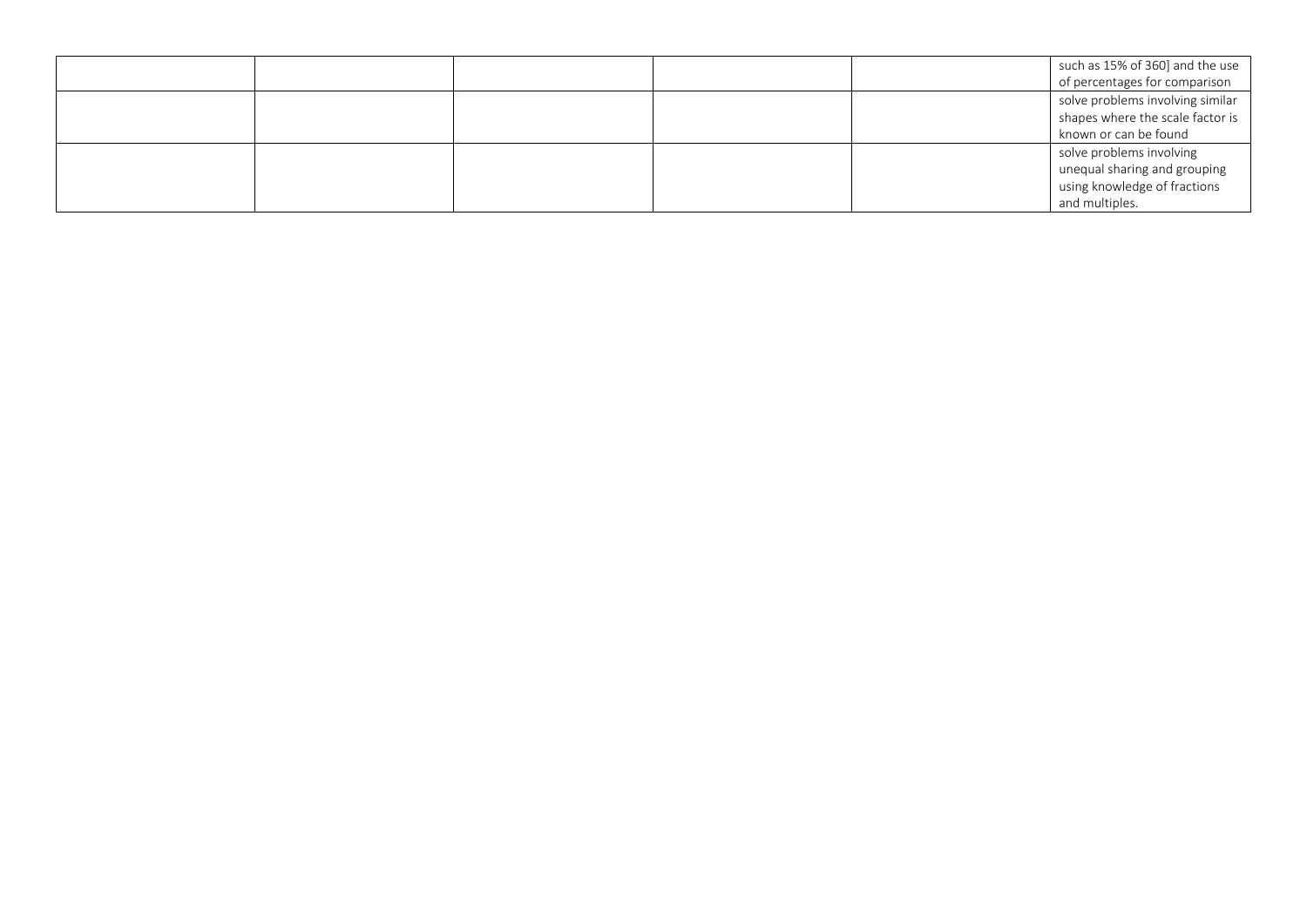| | | | | | |
|---|---|---|---|---|---|
| | | | | | such as 15% of 360] and the use of percentages for comparison |
| | | | | | solve problems involving similar shapes where the scale factor is known or can be found |
| | | | | | solve problems involving unequal sharing and grouping using knowledge of fractions and multiples. |